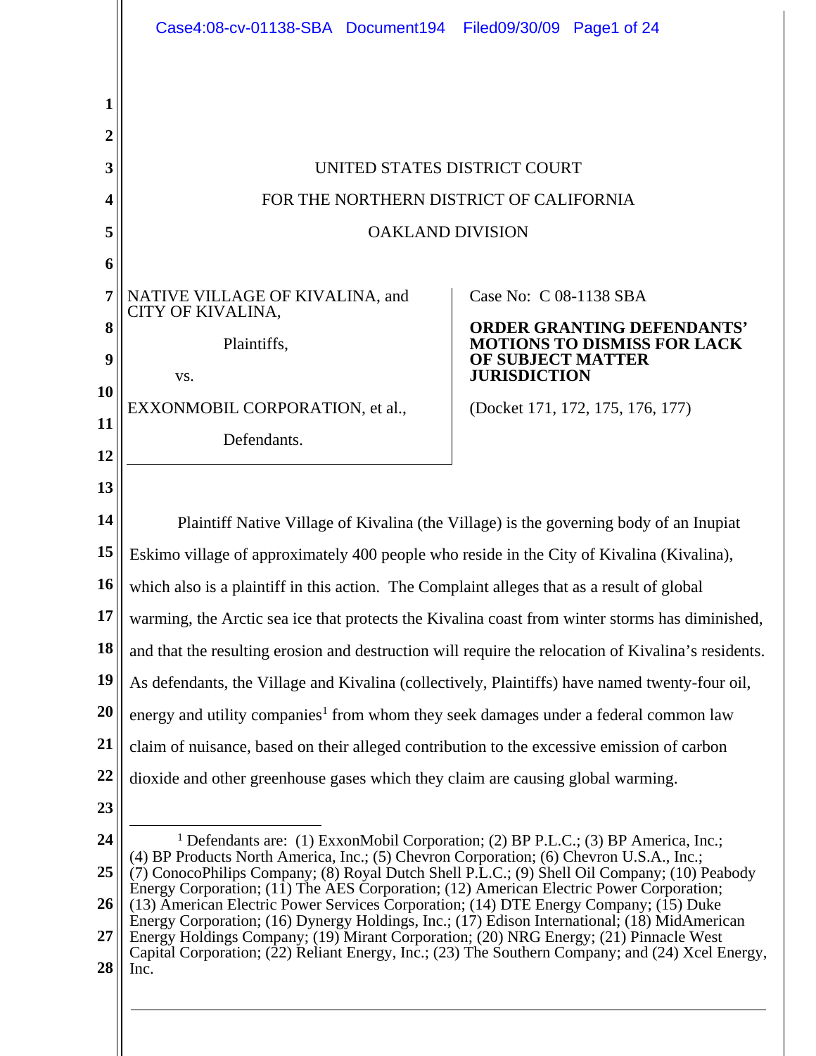UNITED STATES DISTRICT COURT

FOR THE NORTHERN DISTRICT OF CALIFORNIA

OAKLAND DIVISION

NATIVE VILLAGE OF KIVALINA, and CITY OF KIVALINA,

Plaintiffs,

vs.

EXXONMOBIL CORPORATION, et al.,

Defendants.

Case No: C 08-1138 SBA

**ORDER GRANTING DEFENDANTS' MOTIONS TO DISMISS FOR LACK OF SUBJECT MATTER JURISDICTION**

(Docket 171, 172, 175, 176, 177)

Plaintiff Native Village of Kivalina (the Village) is the governing body of an Inupiat Eskimo village of approximately 400 people who reside in the City of Kivalina (Kivalina), which also is a plaintiff in this action. The Complaint alleges that as a result of global warming, the Arctic sea ice that protects the Kivalina coast from winter storms has diminished, and that the resulting erosion and destruction will require the relocation of Kivalina's residents. As defendants, the Village and Kivalina (collectively, Plaintiffs) have named twenty-four oil, energy and utility companies[1] from whom they seek damages under a federal common law claim of nuisance, based on their alleged contribution to the excessive emission of carbon dioxide and other greenhouse gases which they claim are causing global warming.

---

[1] Defendants are: (1) ExxonMobil Corporation; (2) BP P.L.C.; (3) BP America, Inc.; (4) BP Products North America, Inc.; (5) Chevron Corporation; (6) Chevron U.S.A., Inc.; (7) ConocoPhilips Company; (8) Royal Dutch Shell P.L.C.; (9) Shell Oil Company; (10) Peabody Energy Corporation; (11) The AES Corporation; (12) American Electric Power Corporation; (13) American Electric Power Services Corporation; (14) DTE Energy Company; (15) Duke Energy Corporation; (16) Dynergy Holdings, Inc.; (17) Edison International; (18) MidAmerican Energy Holdings Company; (19) Mirant Corporation; (20) NRG Energy; (21) Pinnacle West Capital Corporation; (22) Reliant Energy, Inc.; (23) The Southern Company; and (24) Xcel Energy, Inc.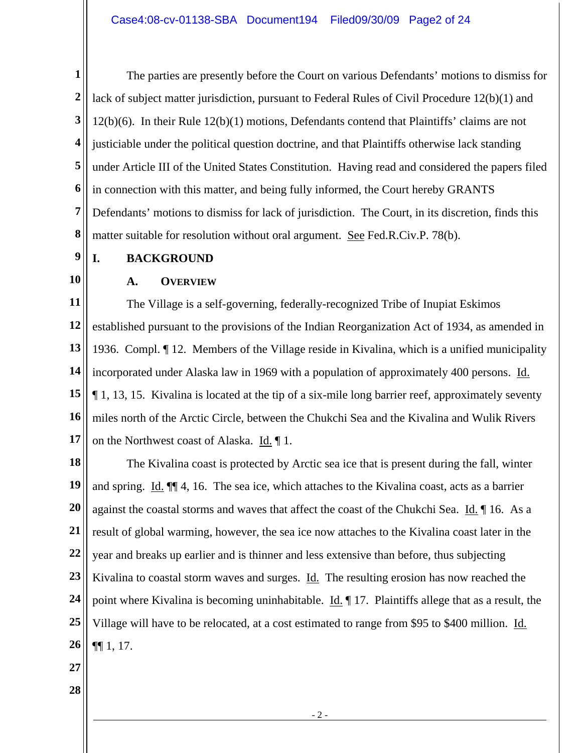The parties are presently before the Court on various Defendants' motions to dismiss for lack of subject matter jurisdiction, pursuant to Federal Rules of Civil Procedure 12(b)(1) and 12(b)(6). In their Rule 12(b)(1) motions, Defendants contend that Plaintiffs' claims are not justiciable under the political question doctrine, and that Plaintiffs otherwise lack standing under Article III of the United States Constitution. Having read and considered the papers filed in connection with this matter, and being fully informed, the Court hereby GRANTS Defendants' motions to dismiss for lack of jurisdiction. The Court, in its discretion, finds this matter suitable for resolution without oral argument. See Fed.R.Civ.P. 78(b).

## I. BACKGROUND

### A. OVERVIEW

The Village is a self-governing, federally-recognized Tribe of Inupiat Eskimos established pursuant to the provisions of the Indian Reorganization Act of 1934, as amended in 1936. Compl. ¶ 12. Members of the Village reside in Kivalina, which is a unified municipality incorporated under Alaska law in 1969 with a population of approximately 400 persons. Id. ¶ 1, 13, 15. Kivalina is located at the tip of a six-mile long barrier reef, approximately seventy miles north of the Arctic Circle, between the Chukchi Sea and the Kivalina and Wulik Rivers on the Northwest coast of Alaska. Id. ¶ 1.

The Kivalina coast is protected by Arctic sea ice that is present during the fall, winter and spring. Id. ¶¶ 4, 16. The sea ice, which attaches to the Kivalina coast, acts as a barrier against the coastal storms and waves that affect the coast of the Chukchi Sea. Id. ¶ 16. As a result of global warming, however, the sea ice now attaches to the Kivalina coast later in the year and breaks up earlier and is thinner and less extensive than before, thus subjecting Kivalina to coastal storm waves and surges. Id. The resulting erosion has now reached the point where Kivalina is becoming uninhabitable. Id. ¶ 17. Plaintiffs allege that as a result, the Village will have to be relocated, at a cost estimated to range from $95 to $400 million. Id. ¶¶ 1, 17.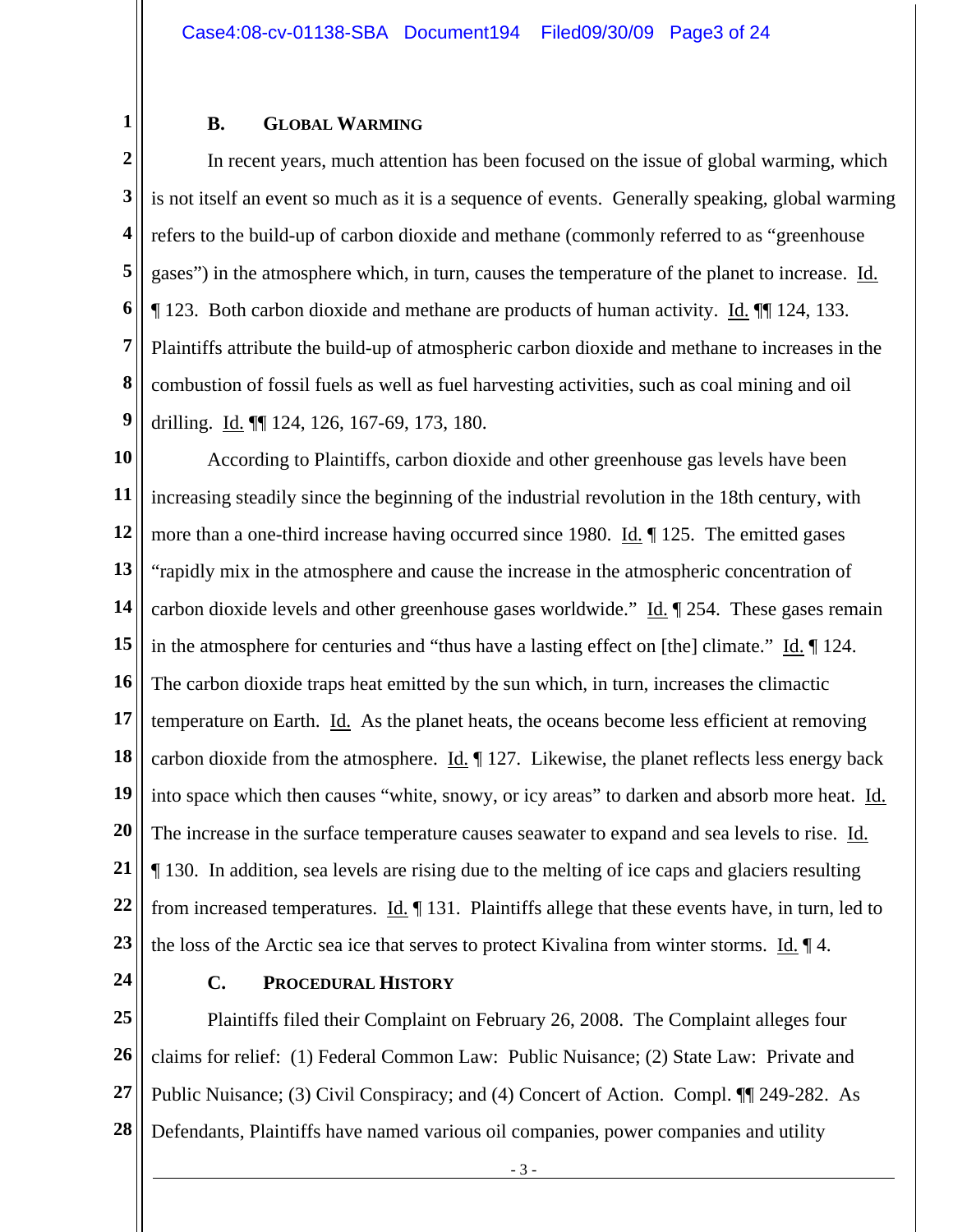### B. GLOBAL WARMING

In recent years, much attention has been focused on the issue of global warming, which is not itself an event so much as it is a sequence of events. Generally speaking, global warming refers to the build-up of carbon dioxide and methane (commonly referred to as "greenhouse gases") in the atmosphere which, in turn, causes the temperature of the planet to increase. Id. ¶ 123. Both carbon dioxide and methane are products of human activity. Id. ¶¶ 124, 133. Plaintiffs attribute the build-up of atmospheric carbon dioxide and methane to increases in the combustion of fossil fuels as well as fuel harvesting activities, such as coal mining and oil drilling. Id. ¶¶ 124, 126, 167-69, 173, 180.

According to Plaintiffs, carbon dioxide and other greenhouse gas levels have been increasing steadily since the beginning of the industrial revolution in the 18th century, with more than a one-third increase having occurred since 1980. Id. ¶ 125. The emitted gases "rapidly mix in the atmosphere and cause the increase in the atmospheric concentration of carbon dioxide levels and other greenhouse gases worldwide." Id. ¶ 254. These gases remain in the atmosphere for centuries and "thus have a lasting effect on [the] climate." Id. ¶ 124. The carbon dioxide traps heat emitted by the sun which, in turn, increases the climactic temperature on Earth. Id. As the planet heats, the oceans become less efficient at removing carbon dioxide from the atmosphere. Id. ¶ 127. Likewise, the planet reflects less energy back into space which then causes "white, snowy, or icy areas" to darken and absorb more heat. Id. The increase in the surface temperature causes seawater to expand and sea levels to rise. Id. ¶ 130. In addition, sea levels are rising due to the melting of ice caps and glaciers resulting from increased temperatures. Id. ¶ 131. Plaintiffs allege that these events have, in turn, led to the loss of the Arctic sea ice that serves to protect Kivalina from winter storms. Id. ¶ 4.

### C. PROCEDURAL HISTORY

Plaintiffs filed their Complaint on February 26, 2008. The Complaint alleges four claims for relief: (1) Federal Common Law: Public Nuisance; (2) State Law: Private and Public Nuisance; (3) Civil Conspiracy; and (4) Concert of Action. Compl. ¶¶ 249-282. As Defendants, Plaintiffs have named various oil companies, power companies and utility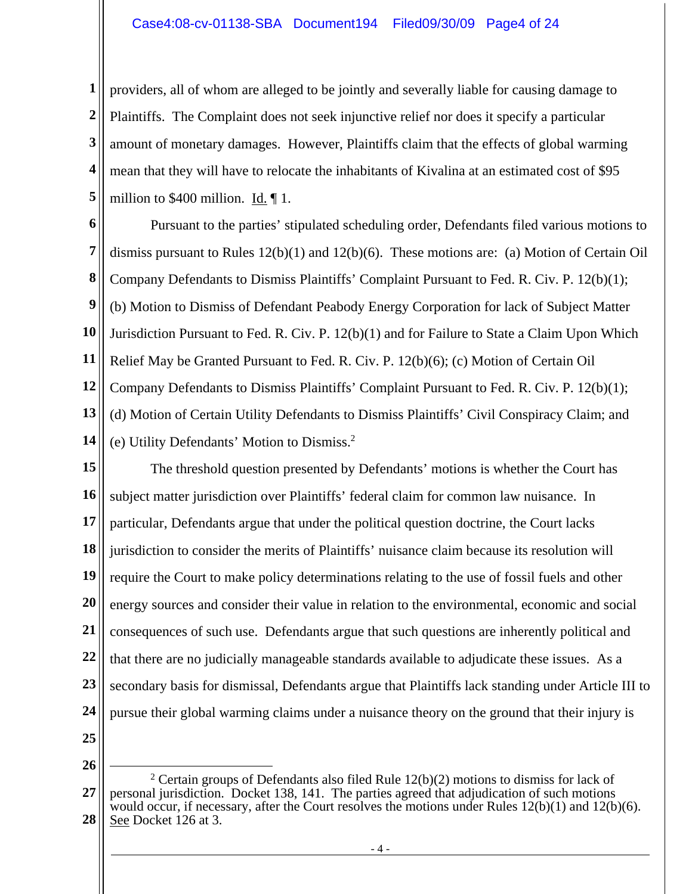providers, all of whom are alleged to be jointly and severally liable for causing damage to Plaintiffs. The Complaint does not seek injunctive relief nor does it specify a particular amount of monetary damages. However, Plaintiffs claim that the effects of global warming mean that they will have to relocate the inhabitants of Kivalina at an estimated cost of $95 million to $400 million. Id. ¶ 1.

Pursuant to the parties' stipulated scheduling order, Defendants filed various motions to dismiss pursuant to Rules 12(b)(1) and 12(b)(6). These motions are: (a) Motion of Certain Oil Company Defendants to Dismiss Plaintiffs' Complaint Pursuant to Fed. R. Civ. P. 12(b)(1); (b) Motion to Dismiss of Defendant Peabody Energy Corporation for lack of Subject Matter Jurisdiction Pursuant to Fed. R. Civ. P. 12(b)(1) and for Failure to State a Claim Upon Which Relief May be Granted Pursuant to Fed. R. Civ. P. 12(b)(6); (c) Motion of Certain Oil Company Defendants to Dismiss Plaintiffs' Complaint Pursuant to Fed. R. Civ. P. 12(b)(1); (d) Motion of Certain Utility Defendants to Dismiss Plaintiffs' Civil Conspiracy Claim; and (e) Utility Defendants' Motion to Dismiss.[2]

The threshold question presented by Defendants' motions is whether the Court has subject matter jurisdiction over Plaintiffs' federal claim for common law nuisance. In particular, Defendants argue that under the political question doctrine, the Court lacks jurisdiction to consider the merits of Plaintiffs' nuisance claim because its resolution will require the Court to make policy determinations relating to the use of fossil fuels and other energy sources and consider their value in relation to the environmental, economic and social consequences of such use. Defendants argue that such questions are inherently political and that there are no judicially manageable standards available to adjudicate these issues. As a secondary basis for dismissal, Defendants argue that Plaintiffs lack standing under Article III to pursue their global warming claims under a nuisance theory on the ground that their injury is

---

[2] Certain groups of Defendants also filed Rule 12(b)(2) motions to dismiss for lack of personal jurisdiction. Docket 138, 141. The parties agreed that adjudication of such motions would occur, if necessary, after the Court resolves the motions under Rules 12(b)(1) and 12(b)(6). See Docket 126 at 3.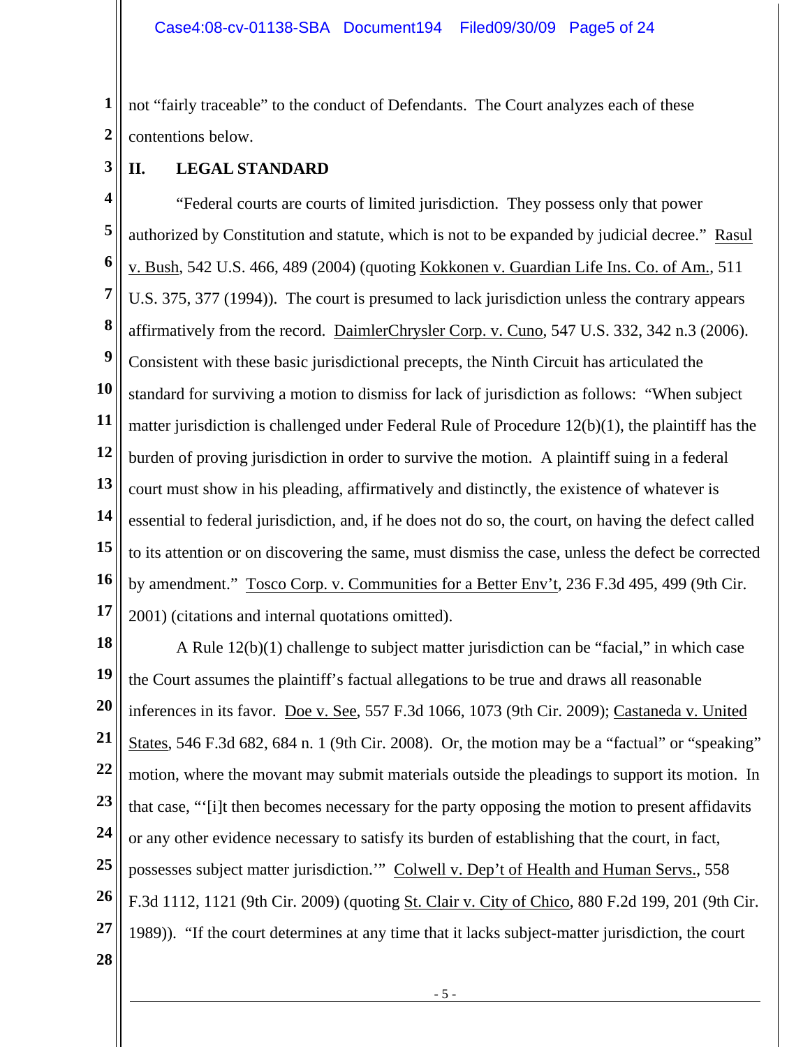not "fairly traceable" to the conduct of Defendants. The Court analyzes each of these contentions below.

## II. LEGAL STANDARD

"Federal courts are courts of limited jurisdiction. They possess only that power authorized by Constitution and statute, which is not to be expanded by judicial decree." Rasul v. Bush, 542 U.S. 466, 489 (2004) (quoting Kokkonen v. Guardian Life Ins. Co. of Am., 511 U.S. 375, 377 (1994)). The court is presumed to lack jurisdiction unless the contrary appears affirmatively from the record. DaimlerChrysler Corp. v. Cuno, 547 U.S. 332, 342 n.3 (2006). Consistent with these basic jurisdictional precepts, the Ninth Circuit has articulated the standard for surviving a motion to dismiss for lack of jurisdiction as follows: "When subject matter jurisdiction is challenged under Federal Rule of Procedure 12(b)(1), the plaintiff has the burden of proving jurisdiction in order to survive the motion. A plaintiff suing in a federal court must show in his pleading, affirmatively and distinctly, the existence of whatever is essential to federal jurisdiction, and, if he does not do so, the court, on having the defect called to its attention or on discovering the same, must dismiss the case, unless the defect be corrected by amendment." Tosco Corp. v. Communities for a Better Env't, 236 F.3d 495, 499 (9th Cir. 2001) (citations and internal quotations omitted).

A Rule 12(b)(1) challenge to subject matter jurisdiction can be "facial," in which case the Court assumes the plaintiff's factual allegations to be true and draws all reasonable inferences in its favor. Doe v. See, 557 F.3d 1066, 1073 (9th Cir. 2009); Castaneda v. United States, 546 F.3d 682, 684 n. 1 (9th Cir. 2008). Or, the motion may be a "factual" or "speaking" motion, where the movant may submit materials outside the pleadings to support its motion. In that case, "'[i]t then becomes necessary for the party opposing the motion to present affidavits or any other evidence necessary to satisfy its burden of establishing that the court, in fact, possesses subject matter jurisdiction.'" Colwell v. Dep't of Health and Human Servs., 558 F.3d 1112, 1121 (9th Cir. 2009) (quoting St. Clair v. City of Chico, 880 F.2d 199, 201 (9th Cir. 1989)). "If the court determines at any time that it lacks subject-matter jurisdiction, the court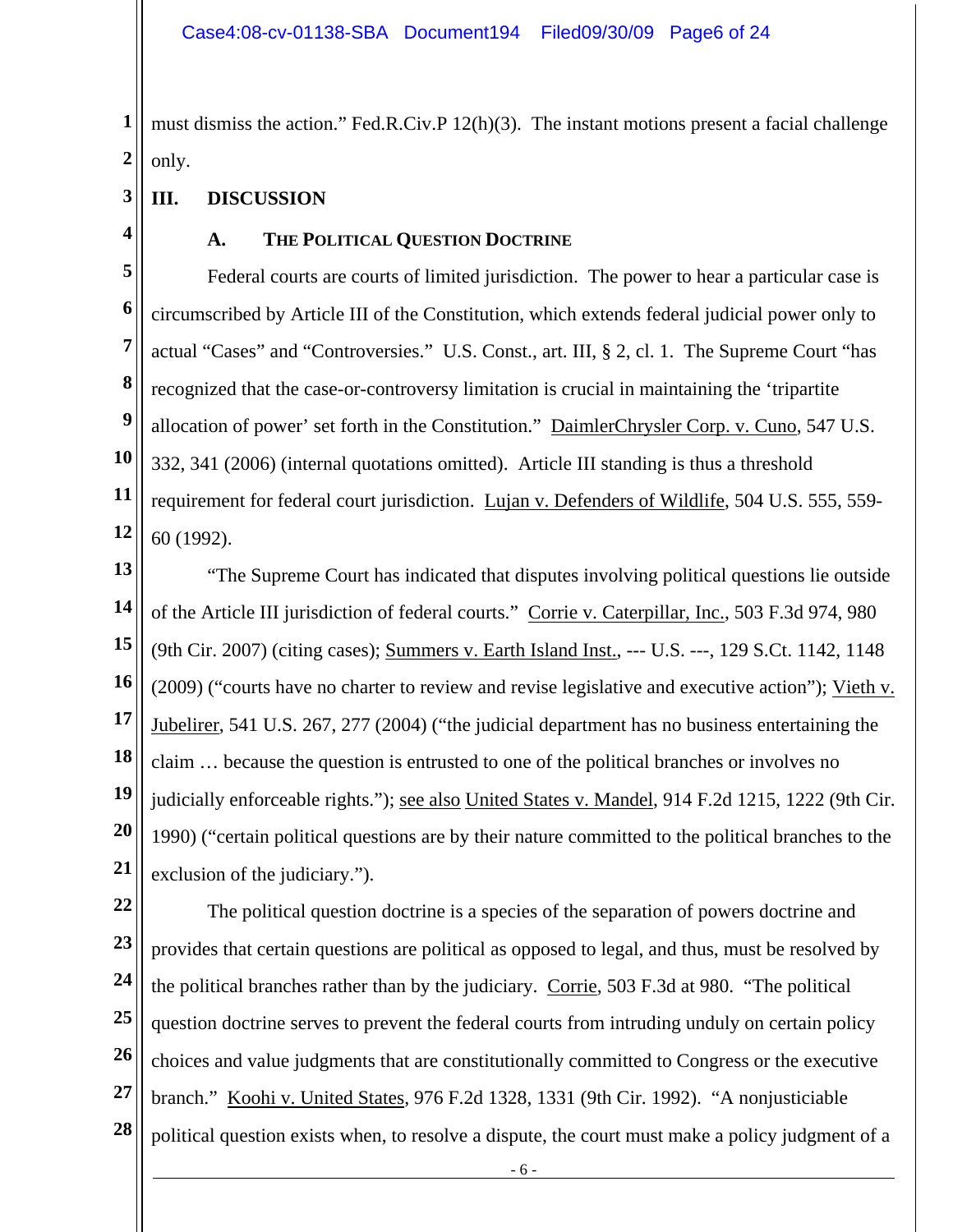must dismiss the action." Fed.R.Civ.P 12(h)(3). The instant motions present a facial challenge only.

## III. DISCUSSION

### A. THE POLITICAL QUESTION DOCTRINE

Federal courts are courts of limited jurisdiction. The power to hear a particular case is circumscribed by Article III of the Constitution, which extends federal judicial power only to actual "Cases" and "Controversies." U.S. Const., art. III, § 2, cl. 1. The Supreme Court "has recognized that the case-or-controversy limitation is crucial in maintaining the 'tripartite allocation of power' set forth in the Constitution." DaimlerChrysler Corp. v. Cuno, 547 U.S. 332, 341 (2006) (internal quotations omitted). Article III standing is thus a threshold requirement for federal court jurisdiction. Lujan v. Defenders of Wildlife, 504 U.S. 555, 559-60 (1992).

"The Supreme Court has indicated that disputes involving political questions lie outside of the Article III jurisdiction of federal courts." Corrie v. Caterpillar, Inc., 503 F.3d 974, 980 (9th Cir. 2007) (citing cases); Summers v. Earth Island Inst., --- U.S. ---, 129 S.Ct. 1142, 1148 (2009) ("courts have no charter to review and revise legislative and executive action"); Vieth v. Jubelirer, 541 U.S. 267, 277 (2004) ("the judicial department has no business entertaining the claim … because the question is entrusted to one of the political branches or involves no judicially enforceable rights."); see also United States v. Mandel, 914 F.2d 1215, 1222 (9th Cir. 1990) ("certain political questions are by their nature committed to the political branches to the exclusion of the judiciary.").

The political question doctrine is a species of the separation of powers doctrine and provides that certain questions are political as opposed to legal, and thus, must be resolved by the political branches rather than by the judiciary. Corrie, 503 F.3d at 980. "The political question doctrine serves to prevent the federal courts from intruding unduly on certain policy choices and value judgments that are constitutionally committed to Congress or the executive branch." Koohi v. United States, 976 F.2d 1328, 1331 (9th Cir. 1992). "A nonjusticiable political question exists when, to resolve a dispute, the court must make a policy judgment of a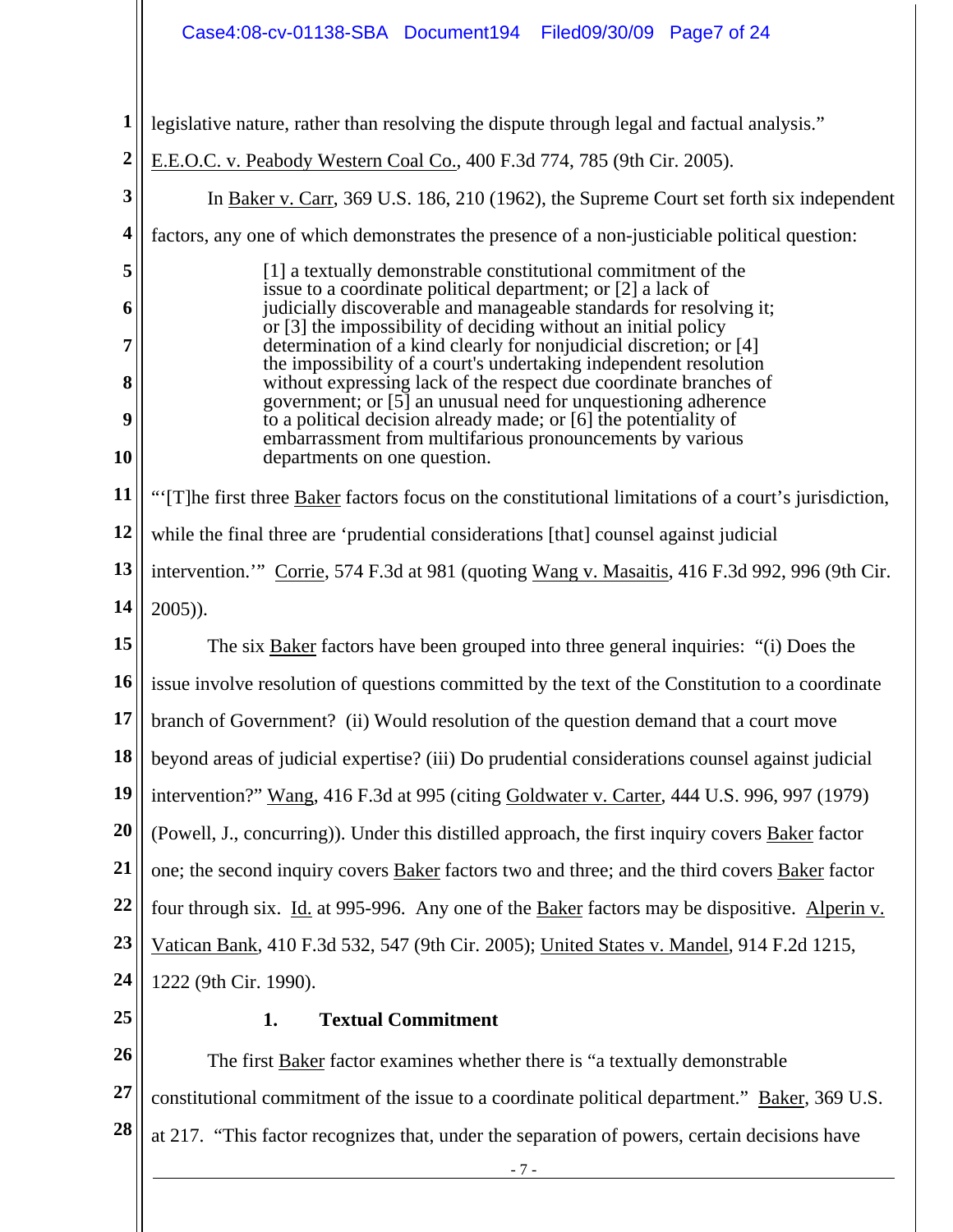legislative nature, rather than resolving the dispute through legal and factual analysis." E.E.O.C. v. Peabody Western Coal Co., 400 F.3d 774, 785 (9th Cir. 2005).

In Baker v. Carr, 369 U.S. 186, 210 (1962), the Supreme Court set forth six independent factors, any one of which demonstrates the presence of a non-justiciable political question:

> [1] a textually demonstrable constitutional commitment of the issue to a coordinate political department; or [2] a lack of judicially discoverable and manageable standards for resolving it; or [3] the impossibility of deciding without an initial policy determination of a kind clearly for nonjudicial discretion; or [4] the impossibility of a court's undertaking independent resolution without expressing lack of the respect due coordinate branches of government; or [5] an unusual need for unquestioning adherence to a political decision already made; or [6] the potentiality of embarrassment from multifarious pronouncements by various departments on one question.

"'[T]he first three Baker factors focus on the constitutional limitations of a court's jurisdiction, while the final three are 'prudential considerations [that] counsel against judicial intervention.'" Corrie, 574 F.3d at 981 (quoting Wang v. Masaitis, 416 F.3d 992, 996 (9th Cir. 2005)).

The six Baker factors have been grouped into three general inquiries: "(i) Does the issue involve resolution of questions committed by the text of the Constitution to a coordinate branch of Government? (ii) Would resolution of the question demand that a court move beyond areas of judicial expertise? (iii) Do prudential considerations counsel against judicial intervention?" Wang, 416 F.3d at 995 (citing Goldwater v. Carter, 444 U.S. 996, 997 (1979) (Powell, J., concurring)). Under this distilled approach, the first inquiry covers Baker factor one; the second inquiry covers Baker factors two and three; and the third covers Baker factor four through six. Id. at 995-996. Any one of the Baker factors may be dispositive. Alperin v. Vatican Bank, 410 F.3d 532, 547 (9th Cir. 2005); United States v. Mandel, 914 F.2d 1215, 1222 (9th Cir. 1990).

### 1. Textual Commitment

The first Baker factor examines whether there is "a textually demonstrable constitutional commitment of the issue to a coordinate political department." Baker, 369 U.S. at 217. "This factor recognizes that, under the separation of powers, certain decisions have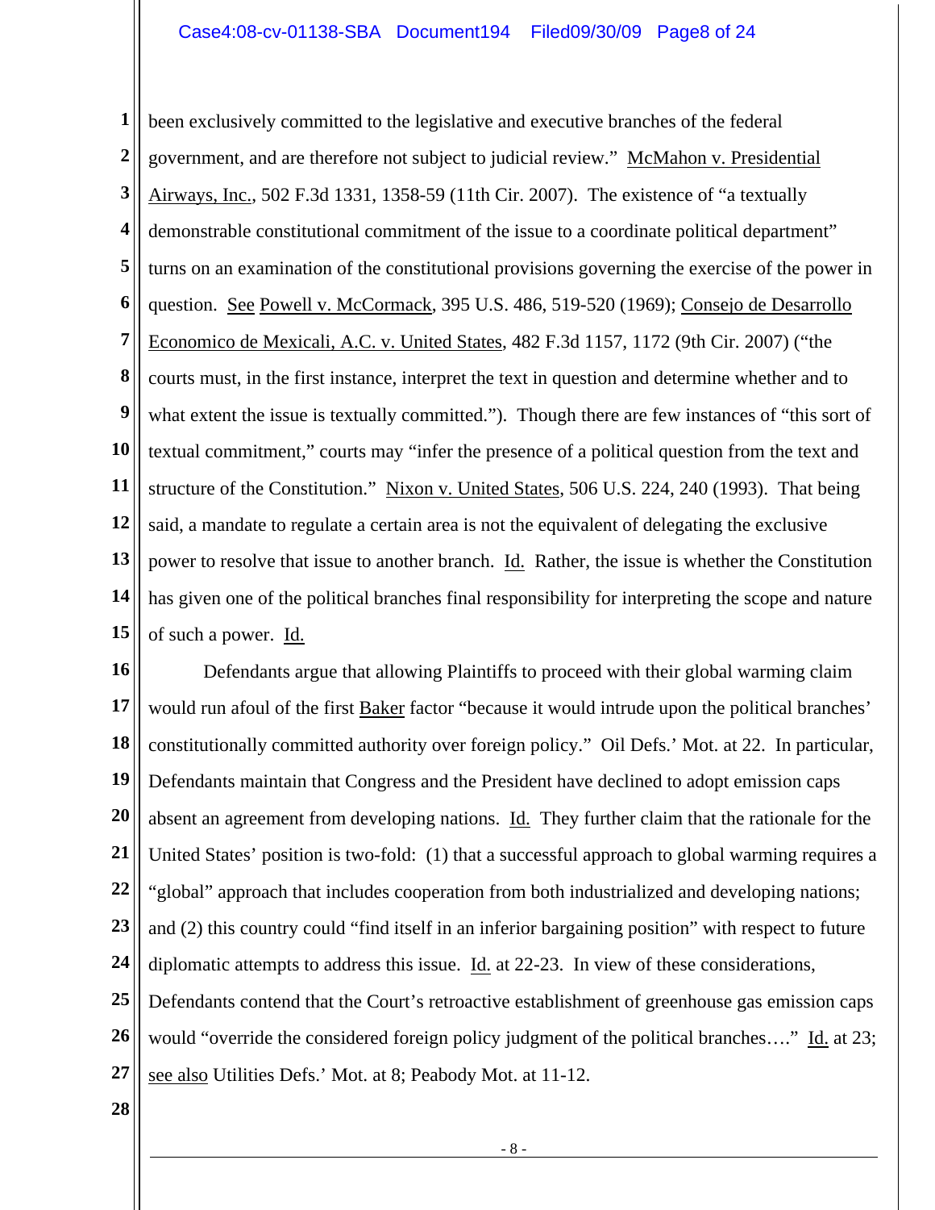been exclusively committed to the legislative and executive branches of the federal government, and are therefore not subject to judicial review." McMahon v. Presidential Airways, Inc., 502 F.3d 1331, 1358-59 (11th Cir. 2007). The existence of "a textually demonstrable constitutional commitment of the issue to a coordinate political department" turns on an examination of the constitutional provisions governing the exercise of the power in question. See Powell v. McCormack, 395 U.S. 486, 519-520 (1969); Consejo de Desarrollo Economico de Mexicali, A.C. v. United States, 482 F.3d 1157, 1172 (9th Cir. 2007) ("the courts must, in the first instance, interpret the text in question and determine whether and to what extent the issue is textually committed."). Though there are few instances of "this sort of textual commitment," courts may "infer the presence of a political question from the text and structure of the Constitution." Nixon v. United States, 506 U.S. 224, 240 (1993). That being said, a mandate to regulate a certain area is not the equivalent of delegating the exclusive power to resolve that issue to another branch. Id. Rather, the issue is whether the Constitution has given one of the political branches final responsibility for interpreting the scope and nature of such a power. Id.

Defendants argue that allowing Plaintiffs to proceed with their global warming claim would run afoul of the first Baker factor "because it would intrude upon the political branches' constitutionally committed authority over foreign policy." Oil Defs.' Mot. at 22. In particular, Defendants maintain that Congress and the President have declined to adopt emission caps absent an agreement from developing nations. Id. They further claim that the rationale for the United States' position is two-fold: (1) that a successful approach to global warming requires a "global" approach that includes cooperation from both industrialized and developing nations; and (2) this country could "find itself in an inferior bargaining position" with respect to future diplomatic attempts to address this issue. Id. at 22-23. In view of these considerations, Defendants contend that the Court's retroactive establishment of greenhouse gas emission caps would "override the considered foreign policy judgment of the political branches…." Id. at 23; see also Utilities Defs.' Mot. at 8; Peabody Mot. at 11-12.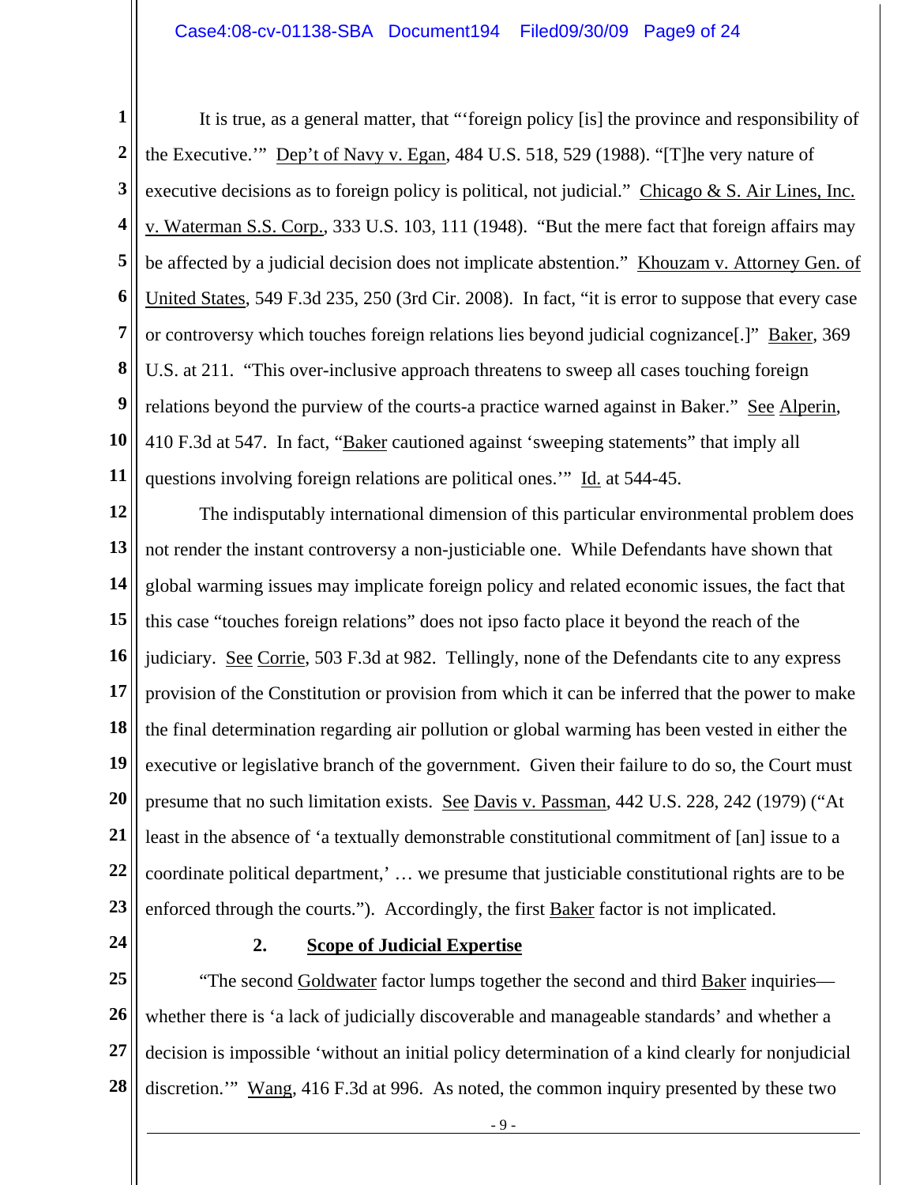It is true, as a general matter, that "'foreign policy [is] the province and responsibility of the Executive.'" Dep't of Navy v. Egan, 484 U.S. 518, 529 (1988). "[T]he very nature of executive decisions as to foreign policy is political, not judicial." Chicago & S. Air Lines, Inc. v. Waterman S.S. Corp., 333 U.S. 103, 111 (1948). "But the mere fact that foreign affairs may be affected by a judicial decision does not implicate abstention." Khouzam v. Attorney Gen. of United States, 549 F.3d 235, 250 (3rd Cir. 2008). In fact, "it is error to suppose that every case or controversy which touches foreign relations lies beyond judicial cognizance[.]" Baker, 369 U.S. at 211. "This over-inclusive approach threatens to sweep all cases touching foreign relations beyond the purview of the courts-a practice warned against in Baker." See Alperin, 410 F.3d at 547. In fact, "Baker cautioned against 'sweeping statements" that imply all questions involving foreign relations are political ones.'" Id. at 544-45.

The indisputably international dimension of this particular environmental problem does not render the instant controversy a non-justiciable one. While Defendants have shown that global warming issues may implicate foreign policy and related economic issues, the fact that this case "touches foreign relations" does not ipso facto place it beyond the reach of the judiciary. See Corrie, 503 F.3d at 982. Tellingly, none of the Defendants cite to any express provision of the Constitution or provision from which it can be inferred that the power to make the final determination regarding air pollution or global warming has been vested in either the executive or legislative branch of the government. Given their failure to do so, the Court must presume that no such limitation exists. See Davis v. Passman, 442 U.S. 228, 242 (1979) ("At least in the absence of 'a textually demonstrable constitutional commitment of [an] issue to a coordinate political department,' … we presume that justiciable constitutional rights are to be enforced through the courts."). Accordingly, the first Baker factor is not implicated.

### 2. Scope of Judicial Expertise

"The second Goldwater factor lumps together the second and third Baker inquiries—whether there is 'a lack of judicially discoverable and manageable standards' and whether a decision is impossible 'without an initial policy determination of a kind clearly for nonjudicial discretion.'" Wang, 416 F.3d at 996. As noted, the common inquiry presented by these two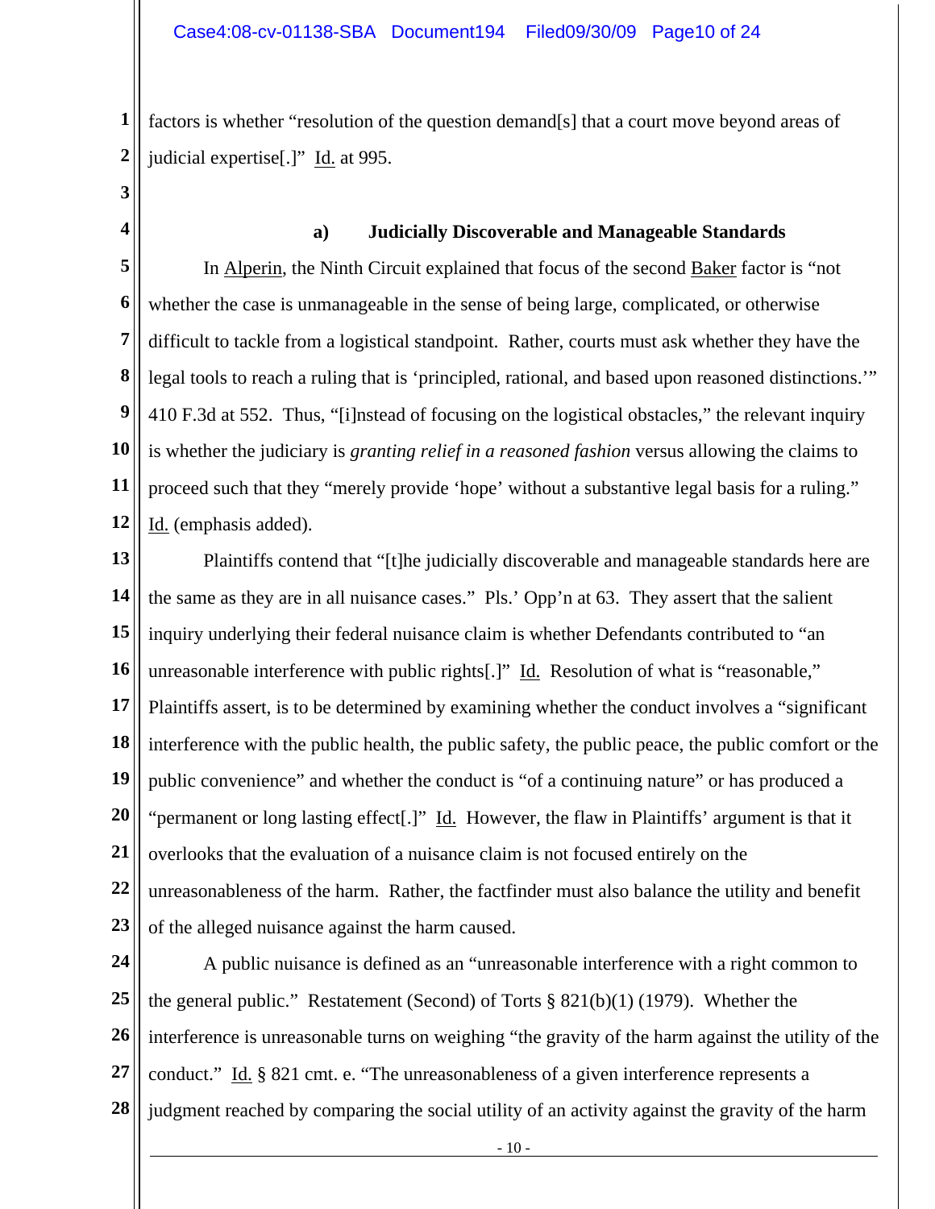factors is whether "resolution of the question demand[s] that a court move beyond areas of judicial expertise[.]" Id. at 995.

### a) Judicially Discoverable and Manageable Standards

In Alperin, the Ninth Circuit explained that focus of the second Baker factor is "not whether the case is unmanageable in the sense of being large, complicated, or otherwise difficult to tackle from a logistical standpoint. Rather, courts must ask whether they have the legal tools to reach a ruling that is 'principled, rational, and based upon reasoned distinctions.'" 410 F.3d at 552. Thus, "[i]nstead of focusing on the logistical obstacles," the relevant inquiry is whether the judiciary is *granting relief in a reasoned fashion* versus allowing the claims to proceed such that they "merely provide 'hope' without a substantive legal basis for a ruling." Id. (emphasis added).

Plaintiffs contend that "[t]he judicially discoverable and manageable standards here are the same as they are in all nuisance cases." Pls.' Opp'n at 63. They assert that the salient inquiry underlying their federal nuisance claim is whether Defendants contributed to "an unreasonable interference with public rights[.]" Id. Resolution of what is "reasonable," Plaintiffs assert, is to be determined by examining whether the conduct involves a "significant interference with the public health, the public safety, the public peace, the public comfort or the public convenience" and whether the conduct is "of a continuing nature" or has produced a "permanent or long lasting effect[.]" Id. However, the flaw in Plaintiffs' argument is that it overlooks that the evaluation of a nuisance claim is not focused entirely on the unreasonableness of the harm. Rather, the factfinder must also balance the utility and benefit of the alleged nuisance against the harm caused.

A public nuisance is defined as an "unreasonable interference with a right common to the general public." Restatement (Second) of Torts § 821(b)(1) (1979). Whether the interference is unreasonable turns on weighing "the gravity of the harm against the utility of the conduct." Id. § 821 cmt. e. "The unreasonableness of a given interference represents a judgment reached by comparing the social utility of an activity against the gravity of the harm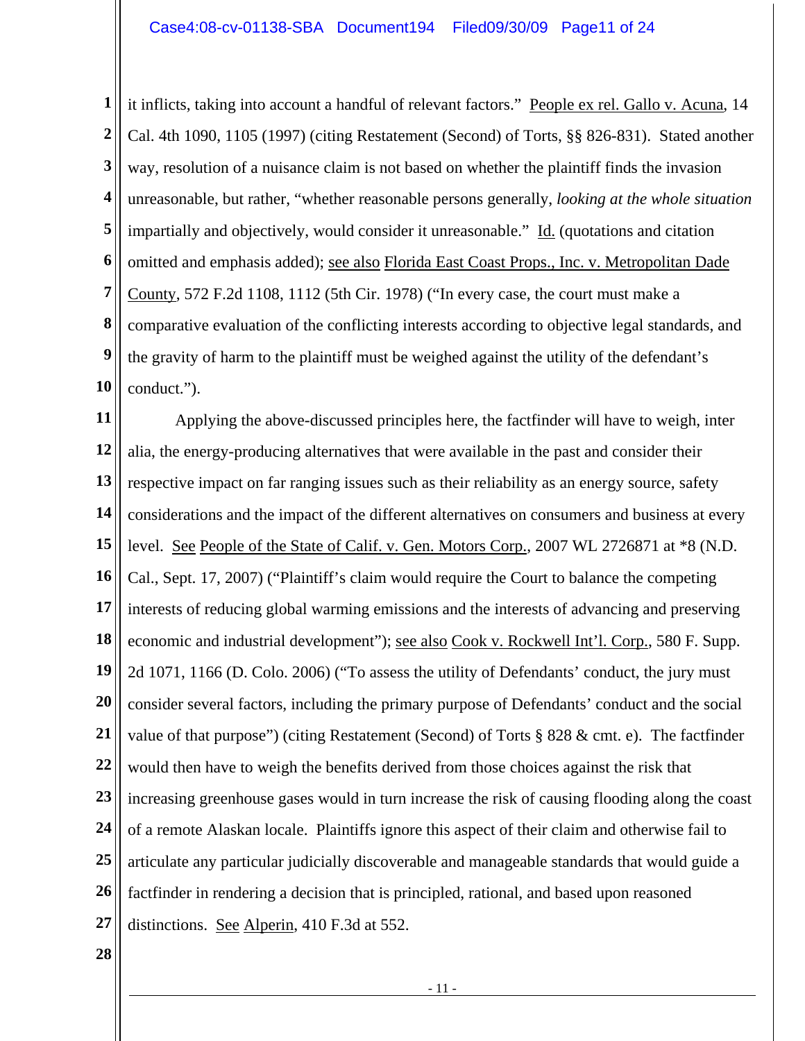it inflicts, taking into account a handful of relevant factors." People ex rel. Gallo v. Acuna, 14 Cal. 4th 1090, 1105 (1997) (citing Restatement (Second) of Torts, §§ 826-831). Stated another way, resolution of a nuisance claim is not based on whether the plaintiff finds the invasion unreasonable, but rather, "whether reasonable persons generally, *looking at the whole situation* impartially and objectively, would consider it unreasonable." Id. (quotations and citation omitted and emphasis added); see also Florida East Coast Props., Inc. v. Metropolitan Dade County, 572 F.2d 1108, 1112 (5th Cir. 1978) ("In every case, the court must make a comparative evaluation of the conflicting interests according to objective legal standards, and the gravity of harm to the plaintiff must be weighed against the utility of the defendant's conduct.").

Applying the above-discussed principles here, the factfinder will have to weigh, inter alia, the energy-producing alternatives that were available in the past and consider their respective impact on far ranging issues such as their reliability as an energy source, safety considerations and the impact of the different alternatives on consumers and business at every level. See People of the State of Calif. v. Gen. Motors Corp., 2007 WL 2726871 at *8 (N.D. Cal., Sept. 17, 2007) ("Plaintiff's claim would require the Court to balance the competing interests of reducing global warming emissions and the interests of advancing and preserving economic and industrial development"); see also Cook v. Rockwell Int'l. Corp., 580 F. Supp. 2d 1071, 1166 (D. Colo. 2006) ("To assess the utility of Defendants' conduct, the jury must consider several factors, including the primary purpose of Defendants' conduct and the social value of that purpose") (citing Restatement (Second) of Torts § 828 & cmt. e). The factfinder would then have to weigh the benefits derived from those choices against the risk that increasing greenhouse gases would in turn increase the risk of causing flooding along the coast of a remote Alaskan locale. Plaintiffs ignore this aspect of their claim and otherwise fail to articulate any particular judicially discoverable and manageable standards that would guide a factfinder in rendering a decision that is principled, rational, and based upon reasoned distinctions. See Alperin, 410 F.3d at 552.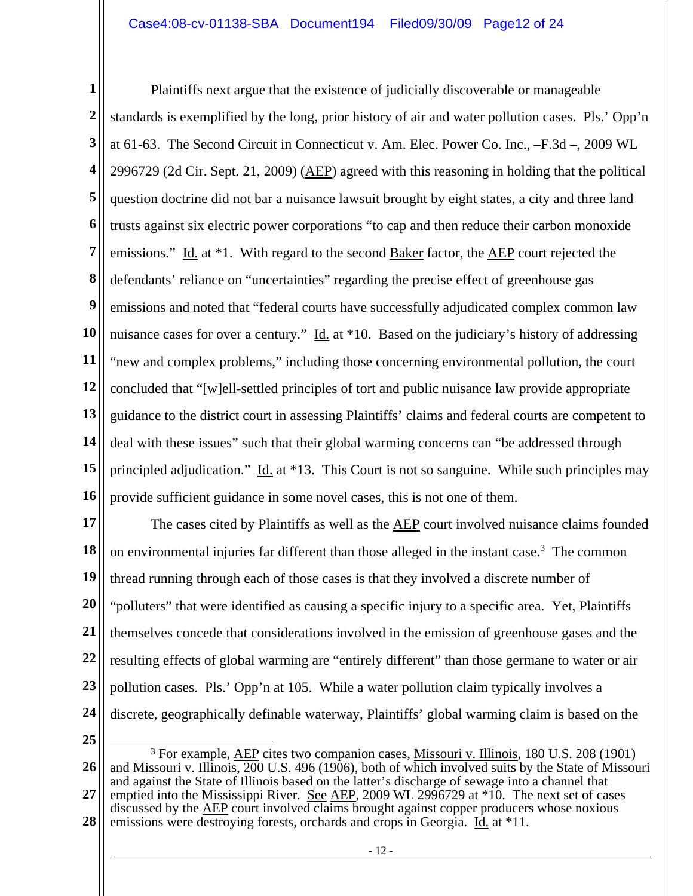Plaintiffs next argue that the existence of judicially discoverable or manageable standards is exemplified by the long, prior history of air and water pollution cases. Pls.' Opp'n at 61-63. The Second Circuit in Connecticut v. Am. Elec. Power Co. Inc., –F.3d –, 2009 WL 2996729 (2d Cir. Sept. 21, 2009) (AEP) agreed with this reasoning in holding that the political question doctrine did not bar a nuisance lawsuit brought by eight states, a city and three land trusts against six electric power corporations "to cap and then reduce their carbon monoxide emissions." Id. at *1. With regard to the second Baker factor, the AEP court rejected the defendants' reliance on "uncertainties" regarding the precise effect of greenhouse gas emissions and noted that "federal courts have successfully adjudicated complex common law nuisance cases for over a century." Id. at *10. Based on the judiciary's history of addressing "new and complex problems," including those concerning environmental pollution, the court concluded that "[w]ell-settled principles of tort and public nuisance law provide appropriate guidance to the district court in assessing Plaintiffs' claims and federal courts are competent to deal with these issues" such that their global warming concerns can "be addressed through principled adjudication." Id. at *13. This Court is not so sanguine. While such principles may provide sufficient guidance in some novel cases, this is not one of them.

The cases cited by Plaintiffs as well as the AEP court involved nuisance claims founded on environmental injuries far different than those alleged in the instant case.[3] The common thread running through each of those cases is that they involved a discrete number of "polluters" that were identified as causing a specific injury to a specific area. Yet, Plaintiffs themselves concede that considerations involved in the emission of greenhouse gases and the resulting effects of global warming are "entirely different" than those germane to water or air pollution cases. Pls.' Opp'n at 105. While a water pollution claim typically involves a discrete, geographically definable waterway, Plaintiffs' global warming claim is based on the

---

[3] For example, AEP cites two companion cases, Missouri v. Illinois, 180 U.S. 208 (1901) and Missouri v. Illinois, 200 U.S. 496 (1906), both of which involved suits by the State of Missouri and against the State of Illinois based on the latter's discharge of sewage into a channel that emptied into the Mississippi River. See AEP, 2009 WL 2996729 at *10. The next set of cases discussed by the AEP court involved claims brought against copper producers whose noxious emissions were destroying forests, orchards and crops in Georgia. Id. at *11.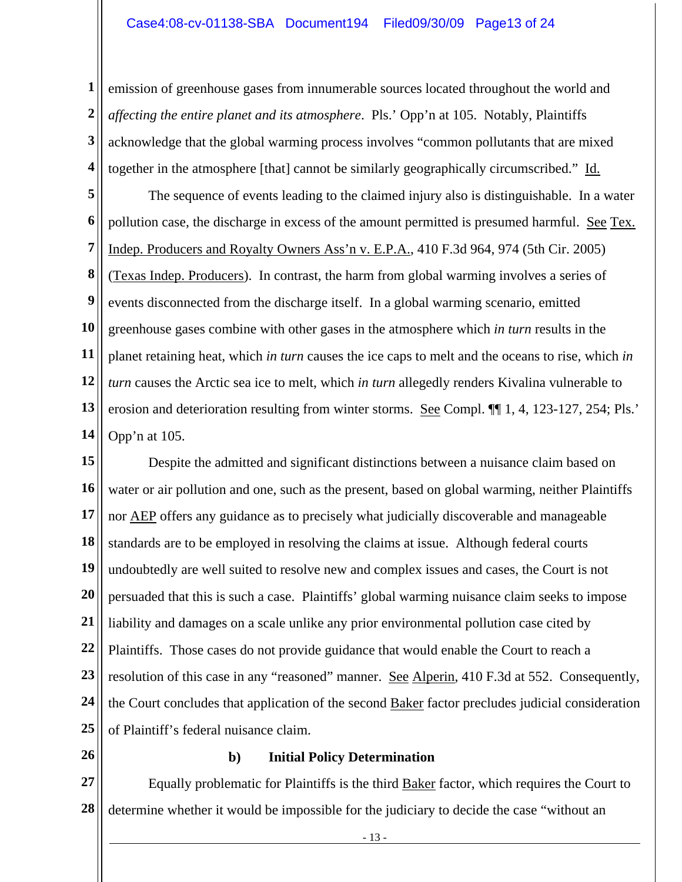emission of greenhouse gases from innumerable sources located throughout the world and *affecting the entire planet and its atmosphere*. Pls.' Opp'n at 105. Notably, Plaintiffs acknowledge that the global warming process involves "common pollutants that are mixed together in the atmosphere [that] cannot be similarly geographically circumscribed." Id.

The sequence of events leading to the claimed injury also is distinguishable. In a water pollution case, the discharge in excess of the amount permitted is presumed harmful. See Tex. Indep. Producers and Royalty Owners Ass'n v. E.P.A., 410 F.3d 964, 974 (5th Cir. 2005) (Texas Indep. Producers). In contrast, the harm from global warming involves a series of events disconnected from the discharge itself. In a global warming scenario, emitted greenhouse gases combine with other gases in the atmosphere which *in turn* results in the planet retaining heat, which *in turn* causes the ice caps to melt and the oceans to rise, which *in turn* causes the Arctic sea ice to melt, which *in turn* allegedly renders Kivalina vulnerable to erosion and deterioration resulting from winter storms. See Compl. ¶¶ 1, 4, 123-127, 254; Pls.' Opp'n at 105.

Despite the admitted and significant distinctions between a nuisance claim based on water or air pollution and one, such as the present, based on global warming, neither Plaintiffs nor AEP offers any guidance as to precisely what judicially discoverable and manageable standards are to be employed in resolving the claims at issue. Although federal courts undoubtedly are well suited to resolve new and complex issues and cases, the Court is not persuaded that this is such a case. Plaintiffs' global warming nuisance claim seeks to impose liability and damages on a scale unlike any prior environmental pollution case cited by Plaintiffs. Those cases do not provide guidance that would enable the Court to reach a resolution of this case in any "reasoned" manner. See Alperin, 410 F.3d at 552. Consequently, the Court concludes that application of the second Baker factor precludes judicial consideration of Plaintiff's federal nuisance claim.

**b) Initial Policy Determination**

Equally problematic for Plaintiffs is the third Baker factor, which requires the Court to determine whether it would be impossible for the judiciary to decide the case "without an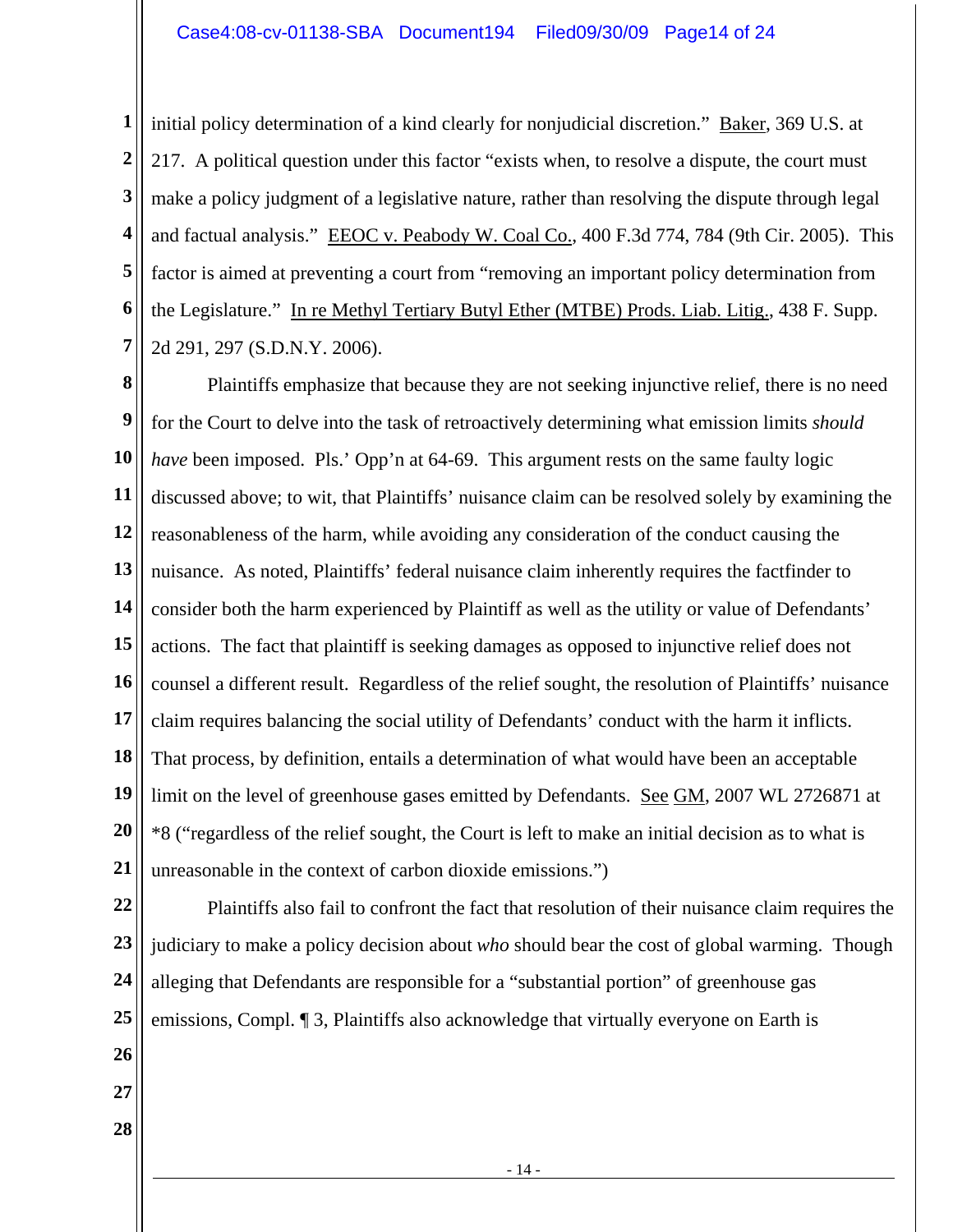initial policy determination of a kind clearly for nonjudicial discretion." Baker, 369 U.S. at 217. A political question under this factor "exists when, to resolve a dispute, the court must make a policy judgment of a legislative nature, rather than resolving the dispute through legal and factual analysis." EEOC v. Peabody W. Coal Co., 400 F.3d 774, 784 (9th Cir. 2005). This factor is aimed at preventing a court from "removing an important policy determination from the Legislature." In re Methyl Tertiary Butyl Ether (MTBE) Prods. Liab. Litig., 438 F. Supp. 2d 291, 297 (S.D.N.Y. 2006).

Plaintiffs emphasize that because they are not seeking injunctive relief, there is no need for the Court to delve into the task of retroactively determining what emission limits *should have* been imposed. Pls.' Opp'n at 64-69. This argument rests on the same faulty logic discussed above; to wit, that Plaintiffs' nuisance claim can be resolved solely by examining the reasonableness of the harm, while avoiding any consideration of the conduct causing the nuisance. As noted, Plaintiffs' federal nuisance claim inherently requires the factfinder to consider both the harm experienced by Plaintiff as well as the utility or value of Defendants' actions. The fact that plaintiff is seeking damages as opposed to injunctive relief does not counsel a different result. Regardless of the relief sought, the resolution of Plaintiffs' nuisance claim requires balancing the social utility of Defendants' conduct with the harm it inflicts. That process, by definition, entails a determination of what would have been an acceptable limit on the level of greenhouse gases emitted by Defendants. See GM, 2007 WL 2726871 at *8 ("regardless of the relief sought, the Court is left to make an initial decision as to what is unreasonable in the context of carbon dioxide emissions.")

Plaintiffs also fail to confront the fact that resolution of their nuisance claim requires the judiciary to make a policy decision about *who* should bear the cost of global warming. Though alleging that Defendants are responsible for a "substantial portion" of greenhouse gas emissions, Compl. ¶ 3, Plaintiffs also acknowledge that virtually everyone on Earth is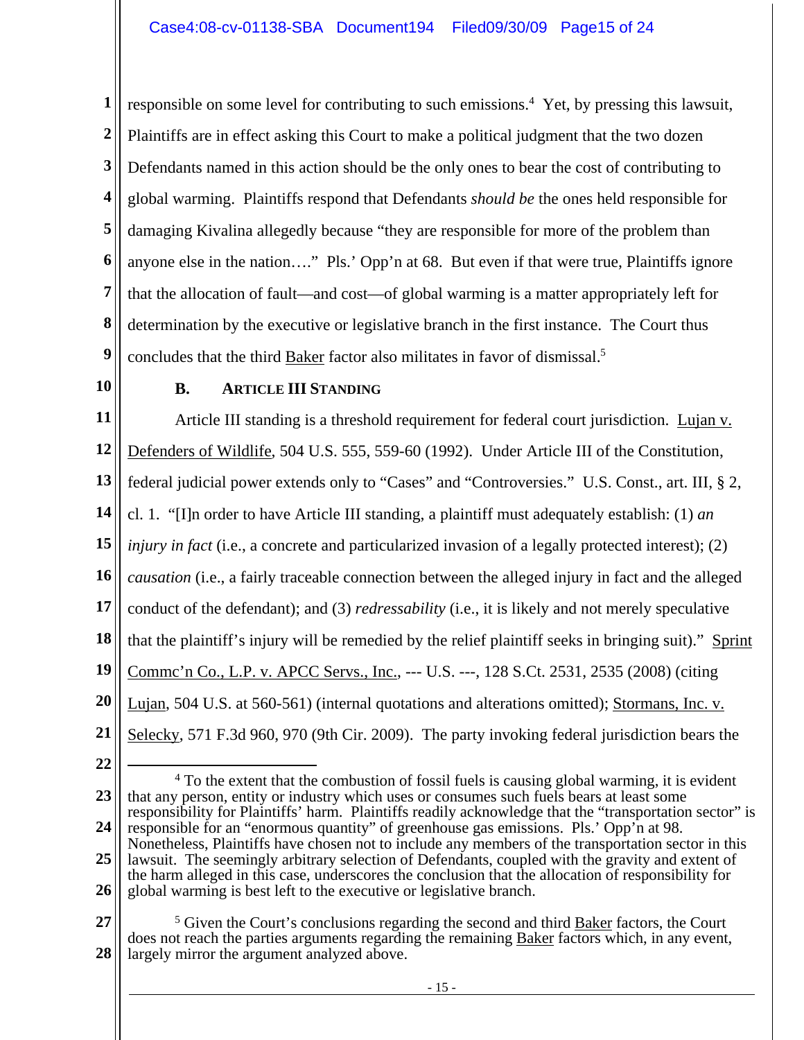responsible on some level for contributing to such emissions.[4] Yet, by pressing this lawsuit, Plaintiffs are in effect asking this Court to make a political judgment that the two dozen Defendants named in this action should be the only ones to bear the cost of contributing to global warming. Plaintiffs respond that Defendants *should be* the ones held responsible for damaging Kivalina allegedly because "they are responsible for more of the problem than anyone else in the nation…." Pls.' Opp'n at 68. But even if that were true, Plaintiffs ignore that the allocation of fault—and cost—of global warming is a matter appropriately left for determination by the executive or legislative branch in the first instance. The Court thus concludes that the third Baker factor also militates in favor of dismissal.[5]

### B. ARTICLE III STANDING

Article III standing is a threshold requirement for federal court jurisdiction. Lujan v. Defenders of Wildlife, 504 U.S. 555, 559-60 (1992). Under Article III of the Constitution, federal judicial power extends only to "Cases" and "Controversies." U.S. Const., art. III, § 2, cl. 1. "[I]n order to have Article III standing, a plaintiff must adequately establish: (1) *an injury in fact* (i.e., a concrete and particularized invasion of a legally protected interest); (2) *causation* (i.e., a fairly traceable connection between the alleged injury in fact and the alleged conduct of the defendant); and (3) *redressability* (i.e., it is likely and not merely speculative that the plaintiff's injury will be remedied by the relief plaintiff seeks in bringing suit)." Sprint Commc'n Co., L.P. v. APCC Servs., Inc., --- U.S. ---, 128 S.Ct. 2531, 2535 (2008) (citing Lujan, 504 U.S. at 560-561) (internal quotations and alterations omitted); Stormans, Inc. v. Selecky, 571 F.3d 960, 970 (9th Cir. 2009). The party invoking federal jurisdiction bears the

---

[4] To the extent that the combustion of fossil fuels is causing global warming, it is evident that any person, entity or industry which uses or consumes such fuels bears at least some responsibility for Plaintiffs' harm. Plaintiffs readily acknowledge that the "transportation sector" is responsible for an "enormous quantity" of greenhouse gas emissions. Pls.' Opp'n at 98. Nonetheless, Plaintiffs have chosen not to include any members of the transportation sector in this lawsuit. The seemingly arbitrary selection of Defendants, coupled with the gravity and extent of the harm alleged in this case, underscores the conclusion that the allocation of responsibility for global warming is best left to the executive or legislative branch.

[5] Given the Court's conclusions regarding the second and third Baker factors, the Court does not reach the parties arguments regarding the remaining Baker factors which, in any event, largely mirror the argument analyzed above.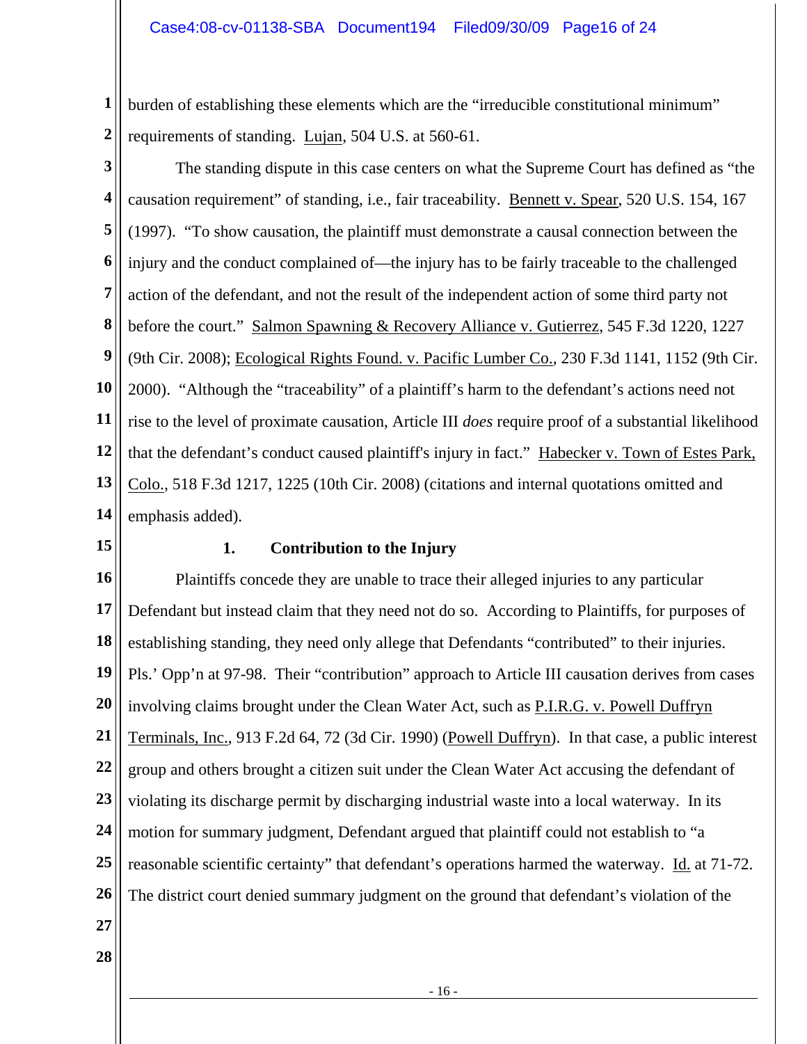burden of establishing these elements which are the "irreducible constitutional minimum" requirements of standing. Lujan, 504 U.S. at 560-61.

The standing dispute in this case centers on what the Supreme Court has defined as "the causation requirement" of standing, i.e., fair traceability. Bennett v. Spear, 520 U.S. 154, 167 (1997). "To show causation, the plaintiff must demonstrate a causal connection between the injury and the conduct complained of—the injury has to be fairly traceable to the challenged action of the defendant, and not the result of the independent action of some third party not before the court." Salmon Spawning & Recovery Alliance v. Gutierrez, 545 F.3d 1220, 1227 (9th Cir. 2008); Ecological Rights Found. v. Pacific Lumber Co., 230 F.3d 1141, 1152 (9th Cir. 2000). "Although the "traceability" of a plaintiff's harm to the defendant's actions need not rise to the level of proximate causation, Article III *does* require proof of a substantial likelihood that the defendant's conduct caused plaintiff's injury in fact." Habecker v. Town of Estes Park, Colo., 518 F.3d 1217, 1225 (10th Cir. 2008) (citations and internal quotations omitted and emphasis added).

### 1. Contribution to the Injury

Plaintiffs concede they are unable to trace their alleged injuries to any particular Defendant but instead claim that they need not do so. According to Plaintiffs, for purposes of establishing standing, they need only allege that Defendants "contributed" to their injuries. Pls.' Opp'n at 97-98. Their "contribution" approach to Article III causation derives from cases involving claims brought under the Clean Water Act, such as P.I.R.G. v. Powell Duffryn Terminals, Inc., 913 F.2d 64, 72 (3d Cir. 1990) (Powell Duffryn). In that case, a public interest group and others brought a citizen suit under the Clean Water Act accusing the defendant of violating its discharge permit by discharging industrial waste into a local waterway. In its motion for summary judgment, Defendant argued that plaintiff could not establish to "a reasonable scientific certainty" that defendant's operations harmed the waterway. Id. at 71-72. The district court denied summary judgment on the ground that defendant's violation of the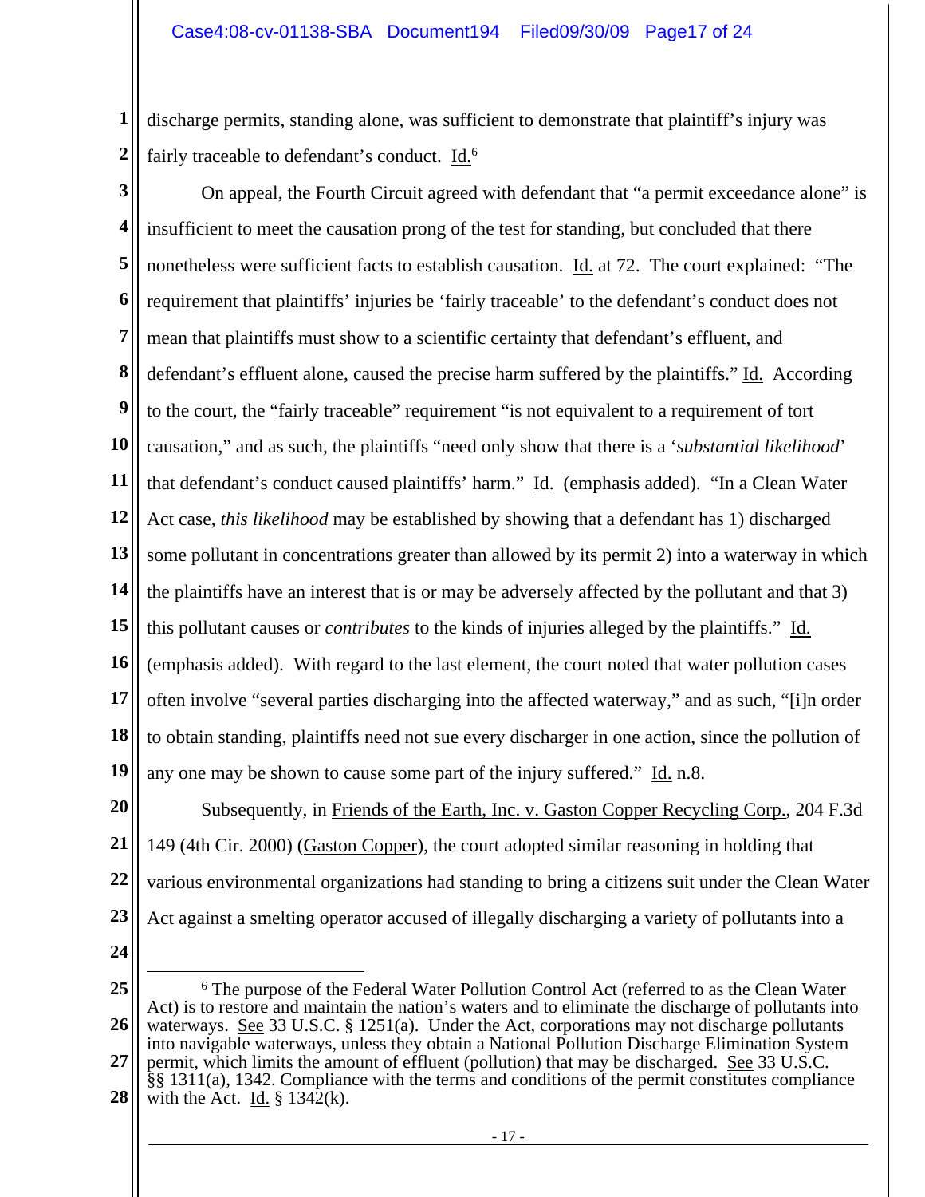discharge permits, standing alone, was sufficient to demonstrate that plaintiff's injury was fairly traceable to defendant's conduct. Id.[6]

On appeal, the Fourth Circuit agreed with defendant that "a permit exceedance alone" is insufficient to meet the causation prong of the test for standing, but concluded that there nonetheless were sufficient facts to establish causation. Id. at 72. The court explained: "The requirement that plaintiffs' injuries be 'fairly traceable' to the defendant's conduct does not mean that plaintiffs must show to a scientific certainty that defendant's effluent, and defendant's effluent alone, caused the precise harm suffered by the plaintiffs." Id. According to the court, the "fairly traceable" requirement "is not equivalent to a requirement of tort causation," and as such, the plaintiffs "need only show that there is a '*substantial likelihood*' that defendant's conduct caused plaintiffs' harm." Id. (emphasis added). "In a Clean Water Act case, *this likelihood* may be established by showing that a defendant has 1) discharged some pollutant in concentrations greater than allowed by its permit 2) into a waterway in which the plaintiffs have an interest that is or may be adversely affected by the pollutant and that 3) this pollutant causes or *contributes* to the kinds of injuries alleged by the plaintiffs." Id. (emphasis added). With regard to the last element, the court noted that water pollution cases often involve "several parties discharging into the affected waterway," and as such, "[i]n order to obtain standing, plaintiffs need not sue every discharger in one action, since the pollution of any one may be shown to cause some part of the injury suffered." Id. n.8.

Subsequently, in Friends of the Earth, Inc. v. Gaston Copper Recycling Corp., 204 F.3d 149 (4th Cir. 2000) (Gaston Copper), the court adopted similar reasoning in holding that various environmental organizations had standing to bring a citizens suit under the Clean Water Act against a smelting operator accused of illegally discharging a variety of pollutants into a

[6] The purpose of the Federal Water Pollution Control Act (referred to as the Clean Water Act) is to restore and maintain the nation's waters and to eliminate the discharge of pollutants into waterways. See 33 U.S.C. § 1251(a). Under the Act, corporations may not discharge pollutants into navigable waterways, unless they obtain a National Pollution Discharge Elimination System permit, which limits the amount of effluent (pollution) that may be discharged. See 33 U.S.C. §§ 1311(a), 1342. Compliance with the terms and conditions of the permit constitutes compliance with the Act. Id. § 1342(k).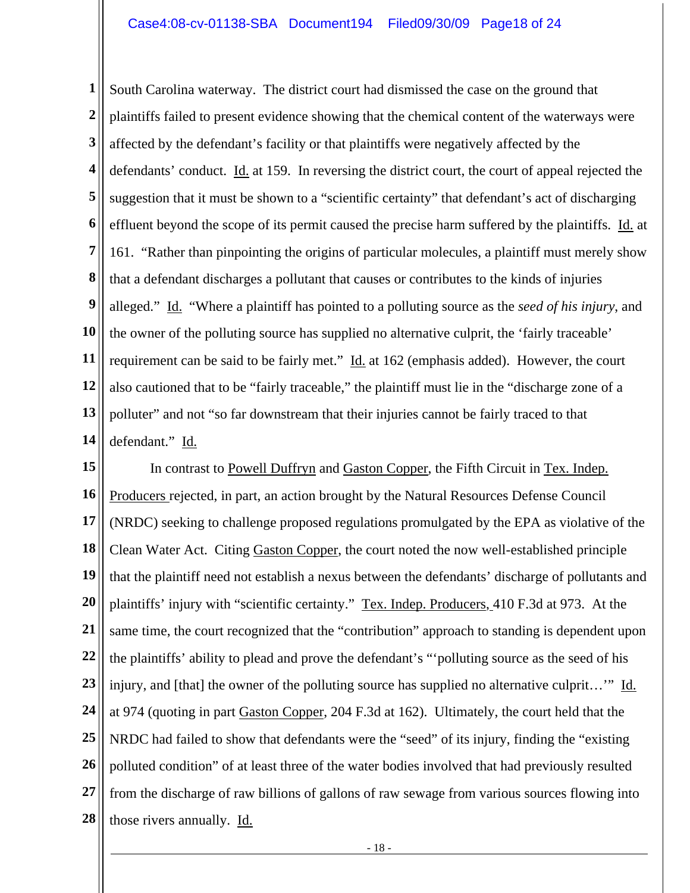South Carolina waterway. The district court had dismissed the case on the ground that plaintiffs failed to present evidence showing that the chemical content of the waterways were affected by the defendant's facility or that plaintiffs were negatively affected by the defendants' conduct. Id. at 159. In reversing the district court, the court of appeal rejected the suggestion that it must be shown to a "scientific certainty" that defendant's act of discharging effluent beyond the scope of its permit caused the precise harm suffered by the plaintiffs. Id. at 161. "Rather than pinpointing the origins of particular molecules, a plaintiff must merely show that a defendant discharges a pollutant that causes or contributes to the kinds of injuries alleged." Id. "Where a plaintiff has pointed to a polluting source as the *seed of his injury*, and the owner of the polluting source has supplied no alternative culprit, the 'fairly traceable' requirement can be said to be fairly met." Id. at 162 (emphasis added). However, the court also cautioned that to be "fairly traceable," the plaintiff must lie in the "discharge zone of a polluter" and not "so far downstream that their injuries cannot be fairly traced to that defendant." Id.

In contrast to Powell Duffryn and Gaston Copper, the Fifth Circuit in Tex. Indep. Producers rejected, in part, an action brought by the Natural Resources Defense Council (NRDC) seeking to challenge proposed regulations promulgated by the EPA as violative of the Clean Water Act. Citing Gaston Copper, the court noted the now well-established principle that the plaintiff need not establish a nexus between the defendants' discharge of pollutants and plaintiffs' injury with "scientific certainty." Tex. Indep. Producers, 410 F.3d at 973. At the same time, the court recognized that the "contribution" approach to standing is dependent upon the plaintiffs' ability to plead and prove the defendant's "'polluting source as the seed of his injury, and [that] the owner of the polluting source has supplied no alternative culprit…'" Id. at 974 (quoting in part Gaston Copper, 204 F.3d at 162). Ultimately, the court held that the NRDC had failed to show that defendants were the "seed" of its injury, finding the "existing polluted condition" of at least three of the water bodies involved that had previously resulted from the discharge of raw billions of gallons of raw sewage from various sources flowing into those rivers annually. Id.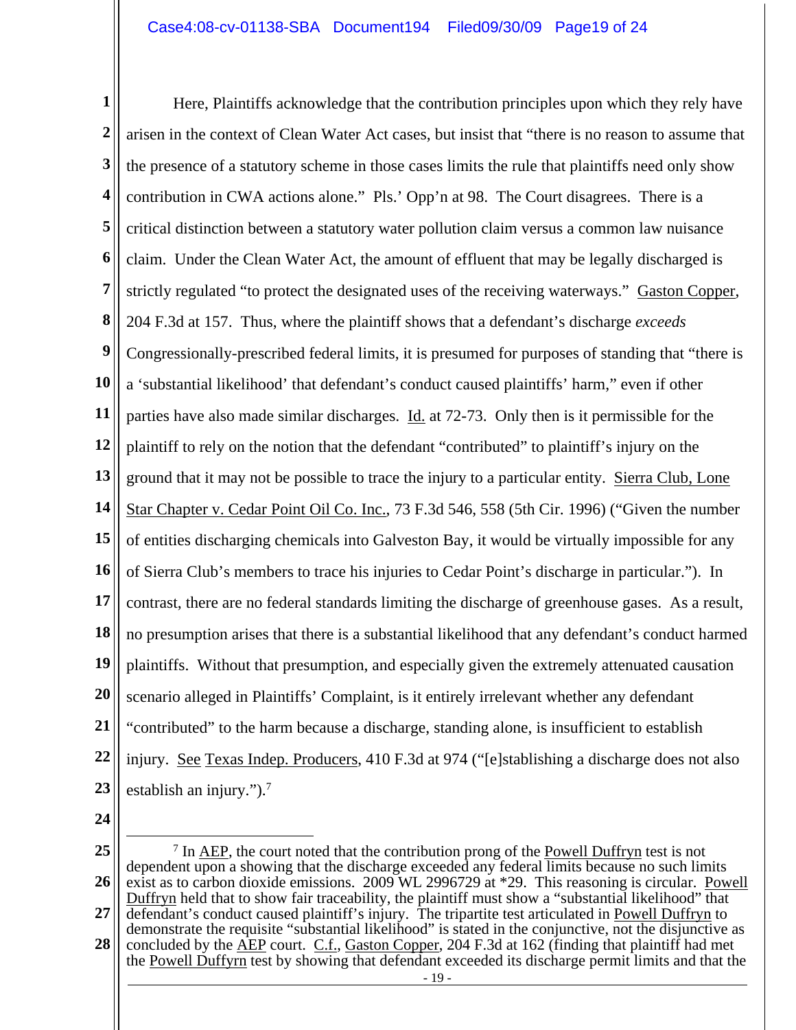Here, Plaintiffs acknowledge that the contribution principles upon which they rely have arisen in the context of Clean Water Act cases, but insist that "there is no reason to assume that the presence of a statutory scheme in those cases limits the rule that plaintiffs need only show contribution in CWA actions alone." Pls.' Opp'n at 98. The Court disagrees. There is a critical distinction between a statutory water pollution claim versus a common law nuisance claim. Under the Clean Water Act, the amount of effluent that may be legally discharged is strictly regulated "to protect the designated uses of the receiving waterways." Gaston Copper, 204 F.3d at 157. Thus, where the plaintiff shows that a defendant's discharge *exceeds* Congressionally-prescribed federal limits, it is presumed for purposes of standing that "there is a 'substantial likelihood' that defendant's conduct caused plaintiffs' harm," even if other parties have also made similar discharges. Id. at 72-73. Only then is it permissible for the plaintiff to rely on the notion that the defendant "contributed" to plaintiff's injury on the ground that it may not be possible to trace the injury to a particular entity. Sierra Club, Lone Star Chapter v. Cedar Point Oil Co. Inc., 73 F.3d 546, 558 (5th Cir. 1996) ("Given the number of entities discharging chemicals into Galveston Bay, it would be virtually impossible for any of Sierra Club's members to trace his injuries to Cedar Point's discharge in particular."). In contrast, there are no federal standards limiting the discharge of greenhouse gases. As a result, no presumption arises that there is a substantial likelihood that any defendant's conduct harmed plaintiffs. Without that presumption, and especially given the extremely attenuated causation scenario alleged in Plaintiffs' Complaint, is it entirely irrelevant whether any defendant "contributed" to the harm because a discharge, standing alone, is insufficient to establish injury. See Texas Indep. Producers, 410 F.3d at 974 ("[e]stablishing a discharge does not also establish an injury.").[7]

---

[7] In AEP, the court noted that the contribution prong of the Powell Duffryn test is not dependent upon a showing that the discharge exceeded any federal limits because no such limits exist as to carbon dioxide emissions. 2009 WL 2996729 at *29. This reasoning is circular. Powell Duffryn held that to show fair traceability, the plaintiff must show a "substantial likelihood" that defendant's conduct caused plaintiff's injury. The tripartite test articulated in Powell Duffryn to demonstrate the requisite "substantial likelihood" is stated in the conjunctive, not the disjunctive as concluded by the AEP court. C.f., Gaston Copper, 204 F.3d at 162 (finding that plaintiff had met the Powell Duffryn test by showing that defendant exceeded its discharge permit limits and that the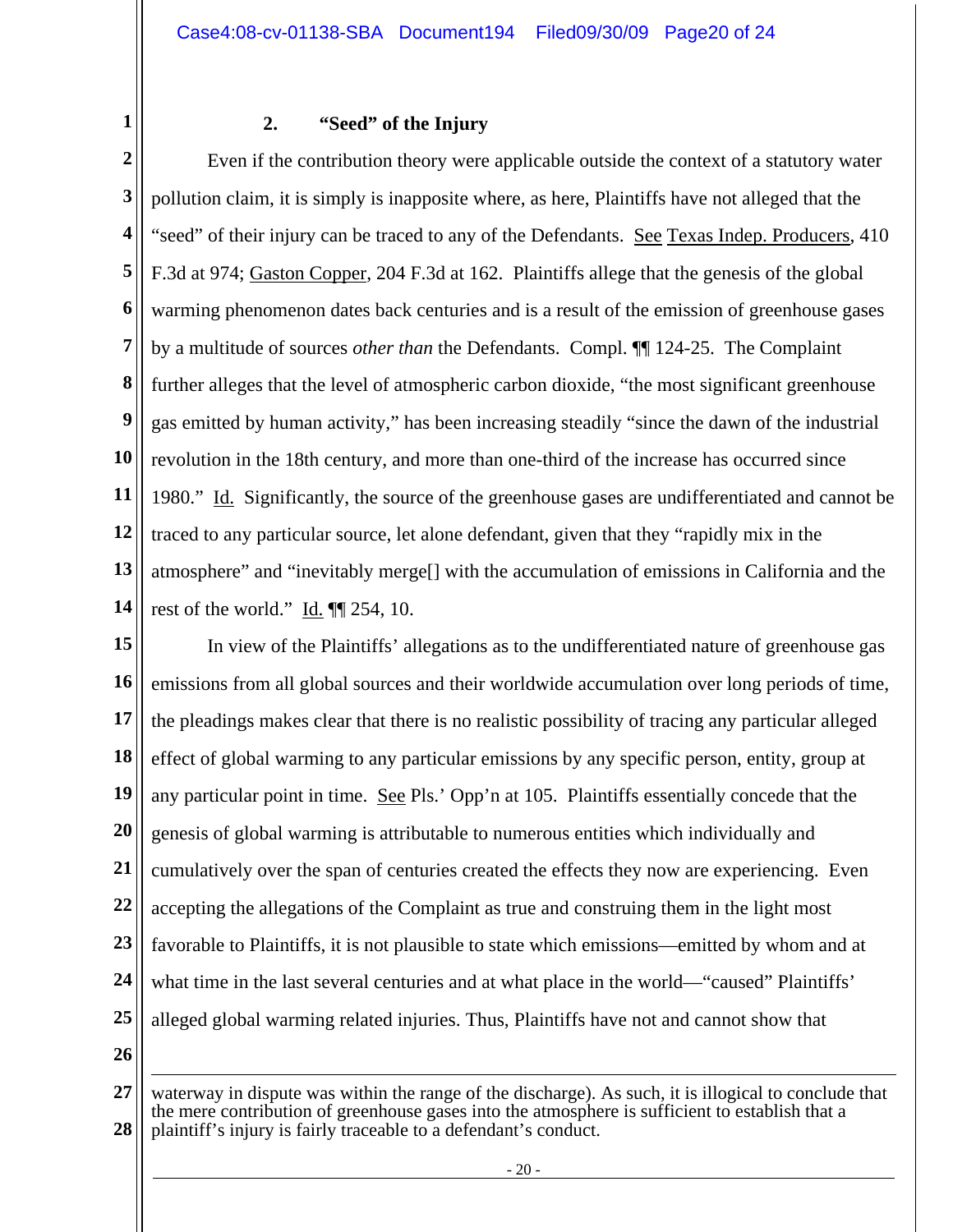### 2. "Seed" of the Injury

Even if the contribution theory were applicable outside the context of a statutory water pollution claim, it is simply is inapposite where, as here, Plaintiffs have not alleged that the "seed" of their injury can be traced to any of the Defendants. See Texas Indep. Producers, 410 F.3d at 974; Gaston Copper, 204 F.3d at 162. Plaintiffs allege that the genesis of the global warming phenomenon dates back centuries and is a result of the emission of greenhouse gases by a multitude of sources *other than* the Defendants. Compl. ¶¶ 124-25. The Complaint further alleges that the level of atmospheric carbon dioxide, "the most significant greenhouse gas emitted by human activity," has been increasing steadily "since the dawn of the industrial revolution in the 18th century, and more than one-third of the increase has occurred since 1980." Id. Significantly, the source of the greenhouse gases are undifferentiated and cannot be traced to any particular source, let alone defendant, given that they "rapidly mix in the atmosphere" and "inevitably merge[] with the accumulation of emissions in California and the rest of the world." Id. ¶¶ 254, 10.

In view of the Plaintiffs' allegations as to the undifferentiated nature of greenhouse gas emissions from all global sources and their worldwide accumulation over long periods of time, the pleadings makes clear that there is no realistic possibility of tracing any particular alleged effect of global warming to any particular emissions by any specific person, entity, group at any particular point in time. See Pls.' Opp'n at 105. Plaintiffs essentially concede that the genesis of global warming is attributable to numerous entities which individually and cumulatively over the span of centuries created the effects they now are experiencing. Even accepting the allegations of the Complaint as true and construing them in the light most favorable to Plaintiffs, it is not plausible to state which emissions—emitted by whom and at what time in the last several centuries and at what place in the world—"caused" Plaintiffs' alleged global warming related injuries. Thus, Plaintiffs have not and cannot show that

---

waterway in dispute was within the range of the discharge). As such, it is illogical to conclude that the mere contribution of greenhouse gases into the atmosphere is sufficient to establish that a plaintiff's injury is fairly traceable to a defendant's conduct.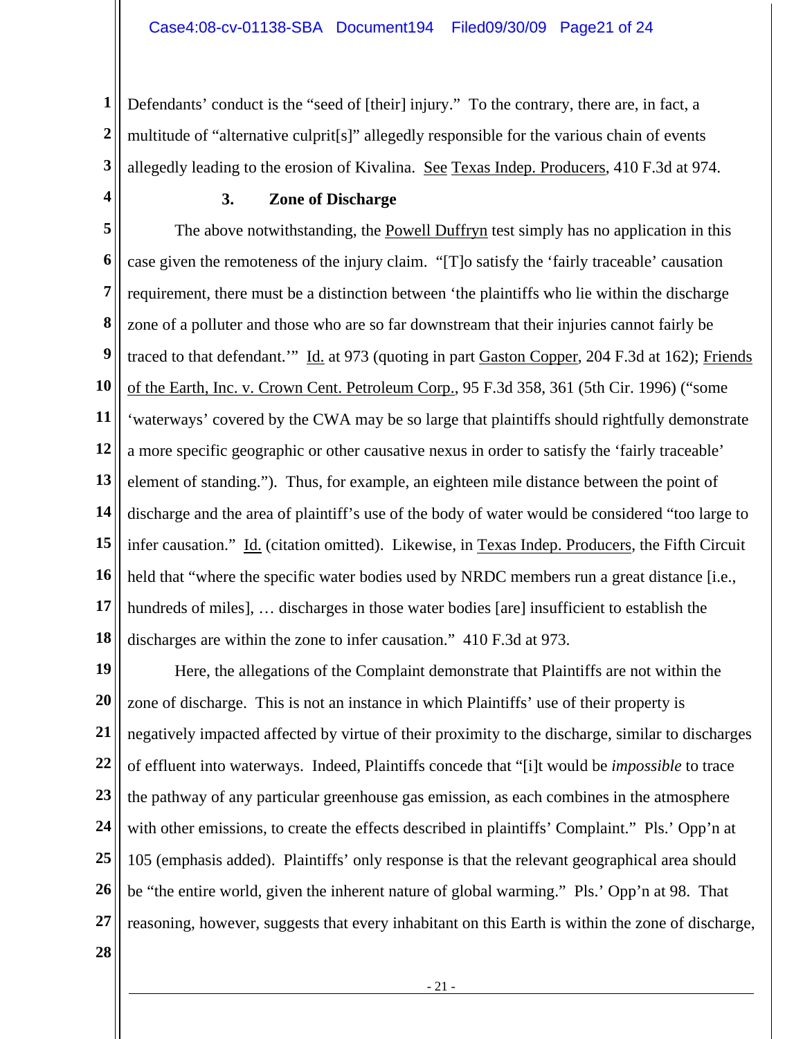Defendants' conduct is the "seed of [their] injury." To the contrary, there are, in fact, a multitude of "alternative culprit[s]" allegedly responsible for the various chain of events allegedly leading to the erosion of Kivalina. See Texas Indep. Producers, 410 F.3d at 974.

### 3. Zone of Discharge

The above notwithstanding, the Powell Duffryn test simply has no application in this case given the remoteness of the injury claim. "[T]o satisfy the 'fairly traceable' causation requirement, there must be a distinction between 'the plaintiffs who lie within the discharge zone of a polluter and those who are so far downstream that their injuries cannot fairly be traced to that defendant.'" Id. at 973 (quoting in part Gaston Copper, 204 F.3d at 162); Friends of the Earth, Inc. v. Crown Cent. Petroleum Corp., 95 F.3d 358, 361 (5th Cir. 1996) ("some 'waterways' covered by the CWA may be so large that plaintiffs should rightfully demonstrate a more specific geographic or other causative nexus in order to satisfy the 'fairly traceable' element of standing."). Thus, for example, an eighteen mile distance between the point of discharge and the area of plaintiff's use of the body of water would be considered "too large to infer causation." Id. (citation omitted). Likewise, in Texas Indep. Producers, the Fifth Circuit held that "where the specific water bodies used by NRDC members run a great distance [i.e., hundreds of miles], … discharges in those water bodies [are] insufficient to establish the discharges are within the zone to infer causation." 410 F.3d at 973.

Here, the allegations of the Complaint demonstrate that Plaintiffs are not within the zone of discharge. This is not an instance in which Plaintiffs' use of their property is negatively impacted affected by virtue of their proximity to the discharge, similar to discharges of effluent into waterways. Indeed, Plaintiffs concede that "[i]t would be *impossible* to trace the pathway of any particular greenhouse gas emission, as each combines in the atmosphere with other emissions, to create the effects described in plaintiffs' Complaint." Pls.' Opp'n at 105 (emphasis added). Plaintiffs' only response is that the relevant geographical area should be "the entire world, given the inherent nature of global warming." Pls.' Opp'n at 98. That reasoning, however, suggests that every inhabitant on this Earth is within the zone of discharge,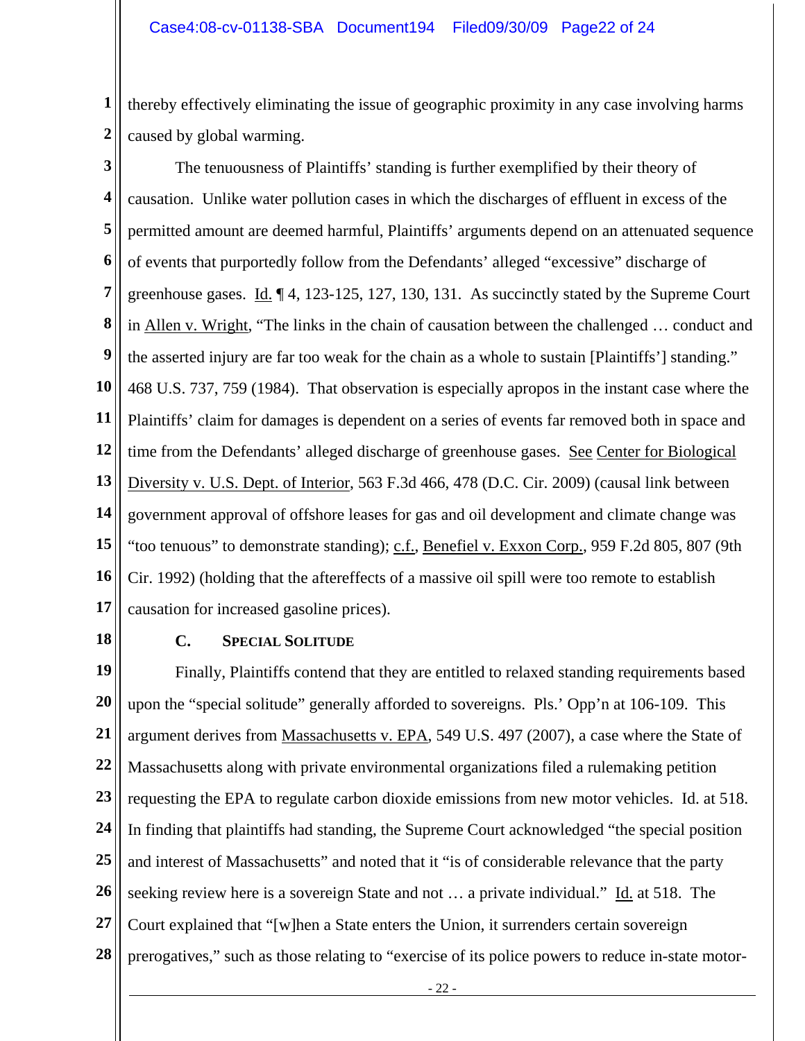thereby effectively eliminating the issue of geographic proximity in any case involving harms caused by global warming.

The tenuousness of Plaintiffs' standing is further exemplified by their theory of causation. Unlike water pollution cases in which the discharges of effluent in excess of the permitted amount are deemed harmful, Plaintiffs' arguments depend on an attenuated sequence of events that purportedly follow from the Defendants' alleged "excessive" discharge of greenhouse gases. Id. ¶ 4, 123-125, 127, 130, 131. As succinctly stated by the Supreme Court in Allen v. Wright, "The links in the chain of causation between the challenged … conduct and the asserted injury are far too weak for the chain as a whole to sustain [Plaintiffs'] standing." 468 U.S. 737, 759 (1984). That observation is especially apropos in the instant case where the Plaintiffs' claim for damages is dependent on a series of events far removed both in space and time from the Defendants' alleged discharge of greenhouse gases. See Center for Biological Diversity v. U.S. Dept. of Interior, 563 F.3d 466, 478 (D.C. Cir. 2009) (causal link between government approval of offshore leases for gas and oil development and climate change was "too tenuous" to demonstrate standing); c.f., Benefiel v. Exxon Corp., 959 F.2d 805, 807 (9th Cir. 1992) (holding that the aftereffects of a massive oil spill were too remote to establish causation for increased gasoline prices).

### C. Special Solitude

Finally, Plaintiffs contend that they are entitled to relaxed standing requirements based upon the "special solitude" generally afforded to sovereigns. Pls.' Opp'n at 106-109. This argument derives from Massachusetts v. EPA, 549 U.S. 497 (2007), a case where the State of Massachusetts along with private environmental organizations filed a rulemaking petition requesting the EPA to regulate carbon dioxide emissions from new motor vehicles. Id. at 518. In finding that plaintiffs had standing, the Supreme Court acknowledged "the special position and interest of Massachusetts" and noted that it "is of considerable relevance that the party seeking review here is a sovereign State and not … a private individual." Id. at 518. The Court explained that "[w]hen a State enters the Union, it surrenders certain sovereign prerogatives," such as those relating to "exercise of its police powers to reduce in-state motor-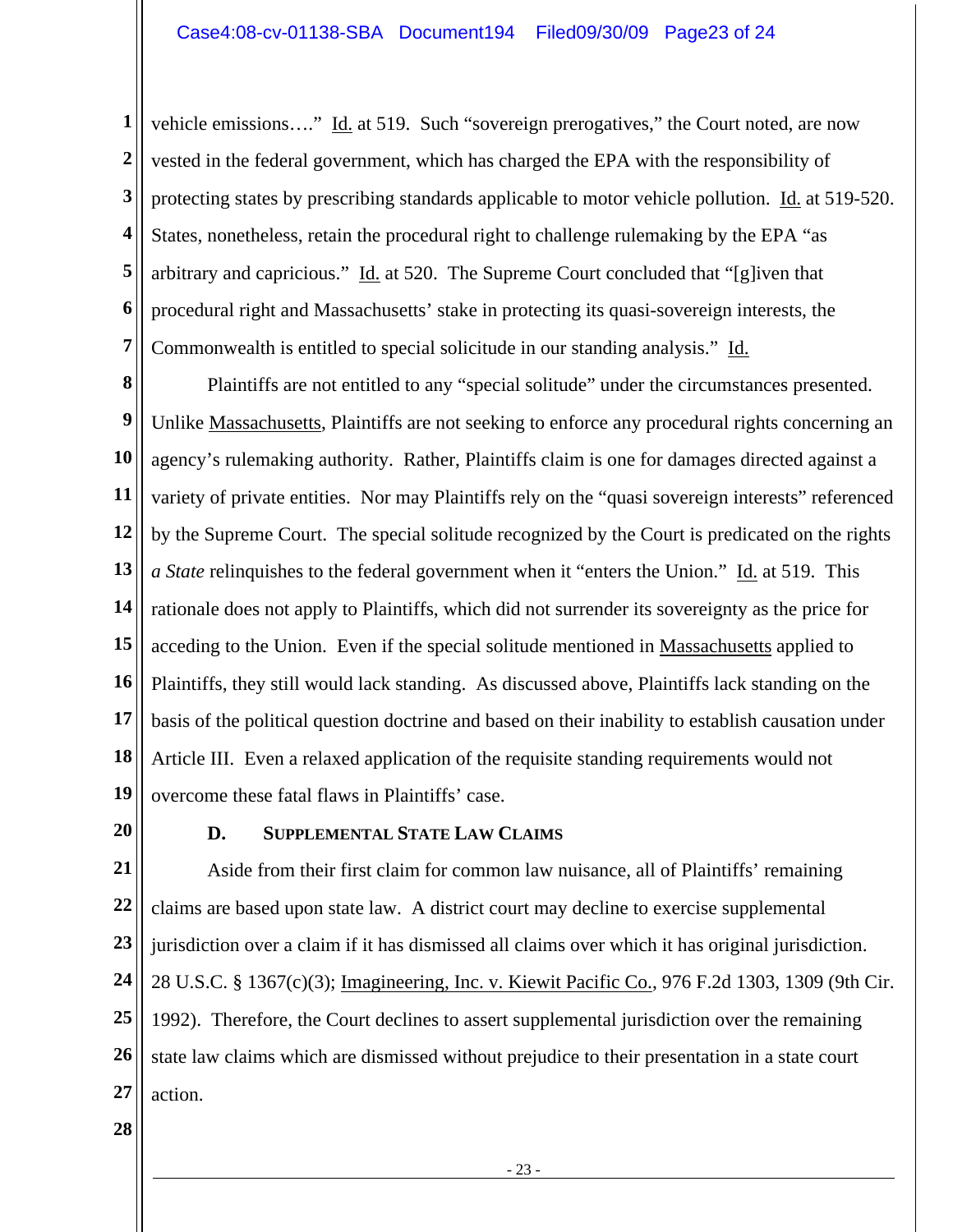vehicle emissions…." Id. at 519. Such "sovereign prerogatives," the Court noted, are now vested in the federal government, which has charged the EPA with the responsibility of protecting states by prescribing standards applicable to motor vehicle pollution. Id. at 519-520. States, nonetheless, retain the procedural right to challenge rulemaking by the EPA "as arbitrary and capricious." Id. at 520. The Supreme Court concluded that "[g]iven that procedural right and Massachusetts' stake in protecting its quasi-sovereign interests, the Commonwealth is entitled to special solicitude in our standing analysis." Id.

Plaintiffs are not entitled to any "special solitude" under the circumstances presented. Unlike Massachusetts, Plaintiffs are not seeking to enforce any procedural rights concerning an agency's rulemaking authority. Rather, Plaintiffs claim is one for damages directed against a variety of private entities. Nor may Plaintiffs rely on the "quasi sovereign interests" referenced by the Supreme Court. The special solitude recognized by the Court is predicated on the rights *a State* relinquishes to the federal government when it "enters the Union." Id. at 519. This rationale does not apply to Plaintiffs, which did not surrender its sovereignty as the price for acceding to the Union. Even if the special solitude mentioned in Massachusetts applied to Plaintiffs, they still would lack standing. As discussed above, Plaintiffs lack standing on the basis of the political question doctrine and based on their inability to establish causation under Article III. Even a relaxed application of the requisite standing requirements would not overcome these fatal flaws in Plaintiffs' case.

### D. SUPPLEMENTAL STATE LAW CLAIMS

Aside from their first claim for common law nuisance, all of Plaintiffs' remaining claims are based upon state law. A district court may decline to exercise supplemental jurisdiction over a claim if it has dismissed all claims over which it has original jurisdiction. 28 U.S.C. § 1367(c)(3); Imagineering, Inc. v. Kiewit Pacific Co., 976 F.2d 1303, 1309 (9th Cir. 1992). Therefore, the Court declines to assert supplemental jurisdiction over the remaining state law claims which are dismissed without prejudice to their presentation in a state court action.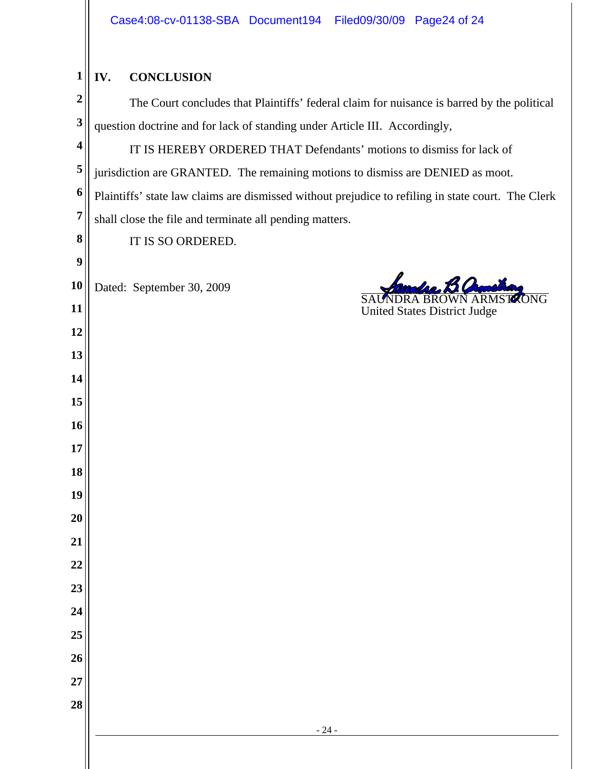## IV. CONCLUSION

The Court concludes that Plaintiffs' federal claim for nuisance is barred by the political question doctrine and for lack of standing under Article III. Accordingly,

IT IS HEREBY ORDERED THAT Defendants' motions to dismiss for lack of jurisdiction are GRANTED. The remaining motions to dismiss are DENIED as moot. Plaintiffs' state law claims are dismissed without prejudice to refiling in state court. The Clerk shall close the file and terminate all pending matters.

IT IS SO ORDERED.

Dated: September 30, 2009

SAUNDRA BROWN ARMSTRONG
United States District Judge